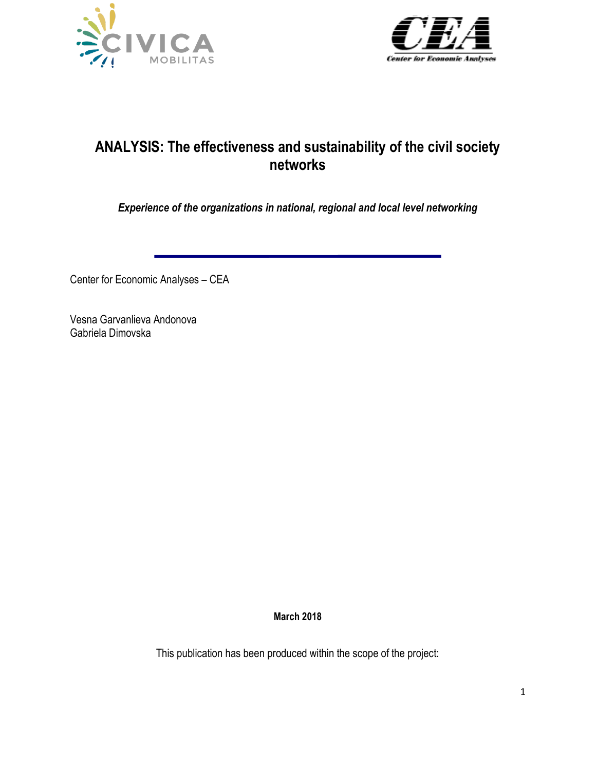# ANALYSIS: The effectiveness and sustainability of the civil society networks

***Experience of the organizations in national, regional and local level networking***

Center for Economic Analyses – CEA

Vesna Garvanlieva Andonova
Gabriela Dimovska

**March 2018**

This publication has been produced within the scope of the project: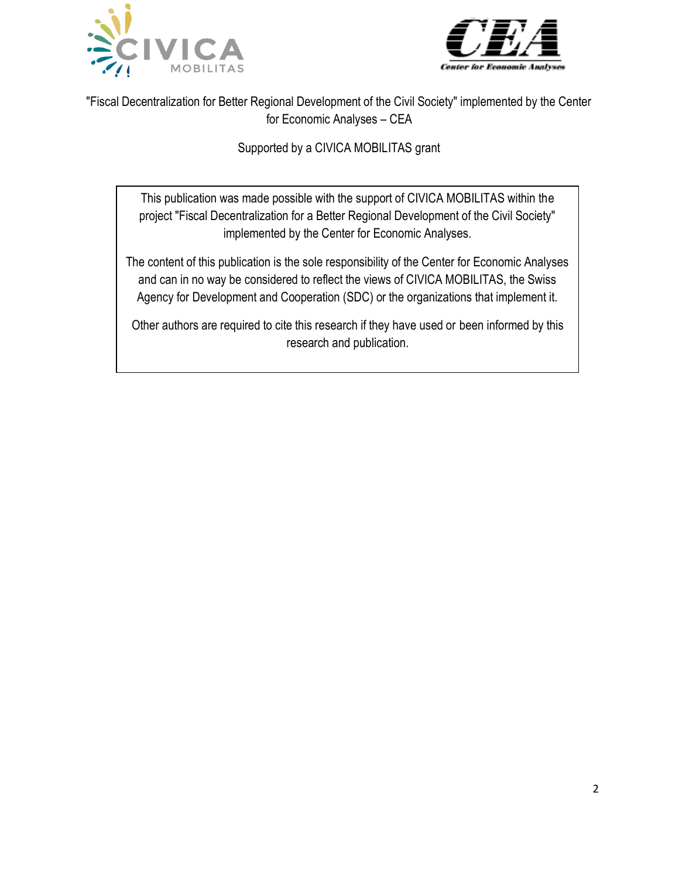"Fiscal Decentralization for Better Regional Development of the Civil Society" implemented by the Center for Economic Analyses – CEA

Supported by a CIVICA MOBILITAS grant

This publication was made possible with the support of CIVICA MOBILITAS within the project "Fiscal Decentralization for a Better Regional Development of the Civil Society" implemented by the Center for Economic Analyses.

The content of this publication is the sole responsibility of the Center for Economic Analyses and can in no way be considered to reflect the views of CIVICA MOBILITAS, the Swiss Agency for Development and Cooperation (SDC) or the organizations that implement it.

Other authors are required to cite this research if they have used or been informed by this research and publication.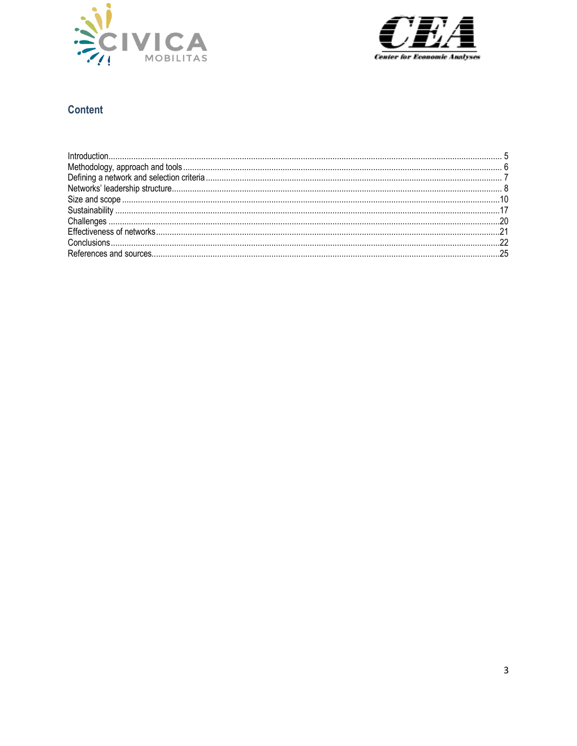## Content

| | |
|---|---|
| Introduction | 5 |
| Methodology, approach and tools | 6 |
| Defining a network and selection criteria | 7 |
| Networks' leadership structure | 8 |
| Size and scope | 10 |
| Sustainability | 17 |
| Challenges | 20 |
| Effectiveness of networks | 21 |
| Conclusions | 22 |
| References and sources | 25 |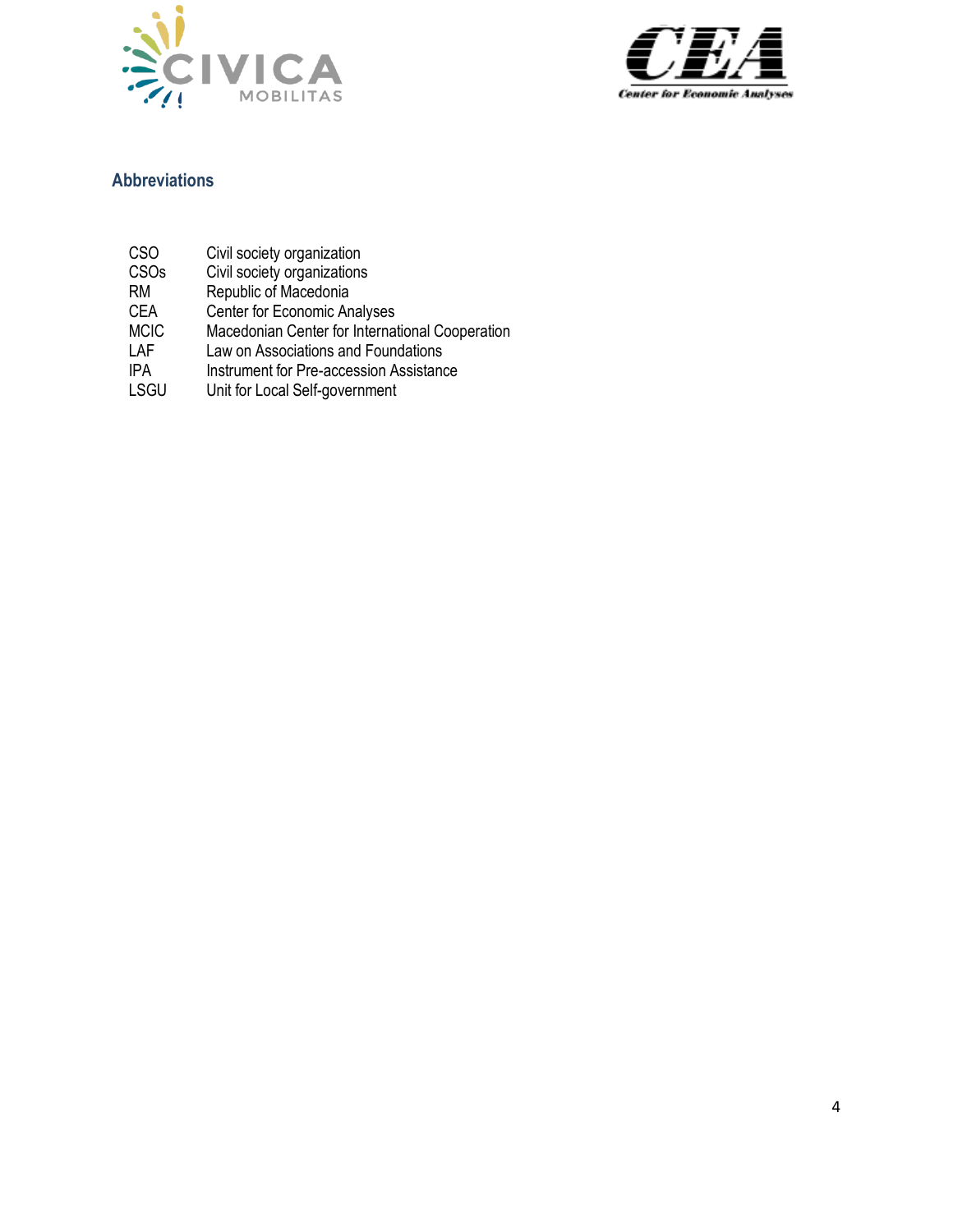## Abbreviations

| | |
|---|---|
| CSO | Civil society organization |
| CSOs | Civil society organizations |
| RM | Republic of Macedonia |
| CEA | Center for Economic Analyses |
| MCIC | Macedonian Center for International Cooperation |
| LAF | Law on Associations and Foundations |
| IPA | Instrument for Pre-accession Assistance |
| LSGU | Unit for Local Self-government |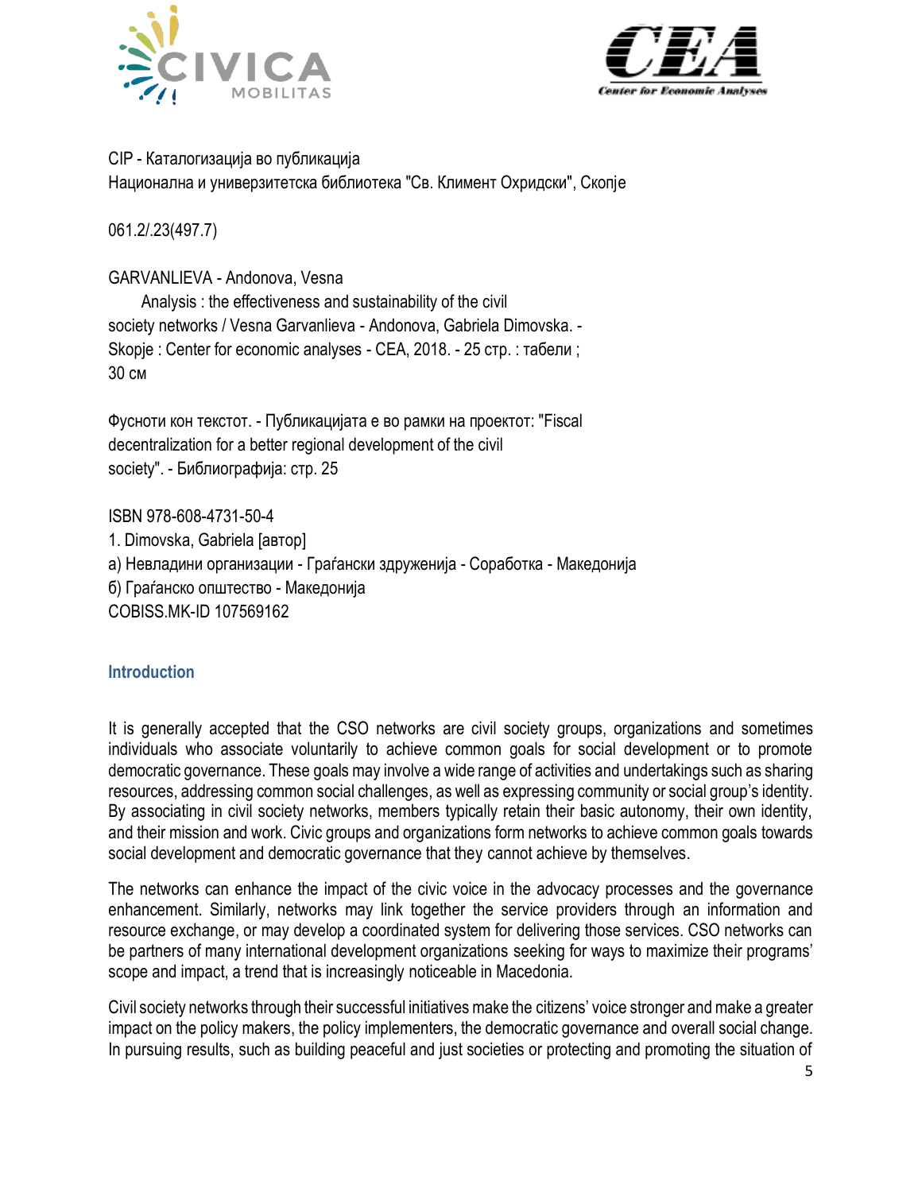CIP - Каталогизација во публикација
Национална и универзитетска библиотека "Св. Климент Охридски", Скопје

061.2/.23(497.7)

GARVANLIEVA - Andonova, Vesna

Analysis : the effectiveness and sustainability of the civil society networks / Vesna Garvanlieva - Andonova, Gabriela Dimovska. - Skopje : Center for economic analyses - CEA, 2018. - 25 стр. : табели ; 30 см

Фусноти кон текстот. - Публикацијата е во рамки на проектот: "Fiscal decentralization for a better regional development of the civil society". - Библиографија: стр. 25

ISBN 978-608-4731-50-4
1. Dimovska, Gabriela [автор]
а) Невладини организации - Граѓански здруженија - Соработка - Македонија
б) Граѓанско општество - Македонија
COBISS.MK-ID 107569162

## Introduction

It is generally accepted that the CSO networks are civil society groups, organizations and sometimes individuals who associate voluntarily to achieve common goals for social development or to promote democratic governance. These goals may involve a wide range of activities and undertakings such as sharing resources, addressing common social challenges, as well as expressing community or social group's identity. By associating in civil society networks, members typically retain their basic autonomy, their own identity, and their mission and work. Civic groups and organizations form networks to achieve common goals towards social development and democratic governance that they cannot achieve by themselves.

The networks can enhance the impact of the civic voice in the advocacy processes and the governance enhancement. Similarly, networks may link together the service providers through an information and resource exchange, or may develop a coordinated system for delivering those services. CSO networks can be partners of many international development organizations seeking for ways to maximize their programs' scope and impact, a trend that is increasingly noticeable in Macedonia.

Civil society networks through their successful initiatives make the citizens' voice stronger and make a greater impact on the policy makers, the policy implementers, the democratic governance and overall social change. In pursuing results, such as building peaceful and just societies or protecting and promoting the situation of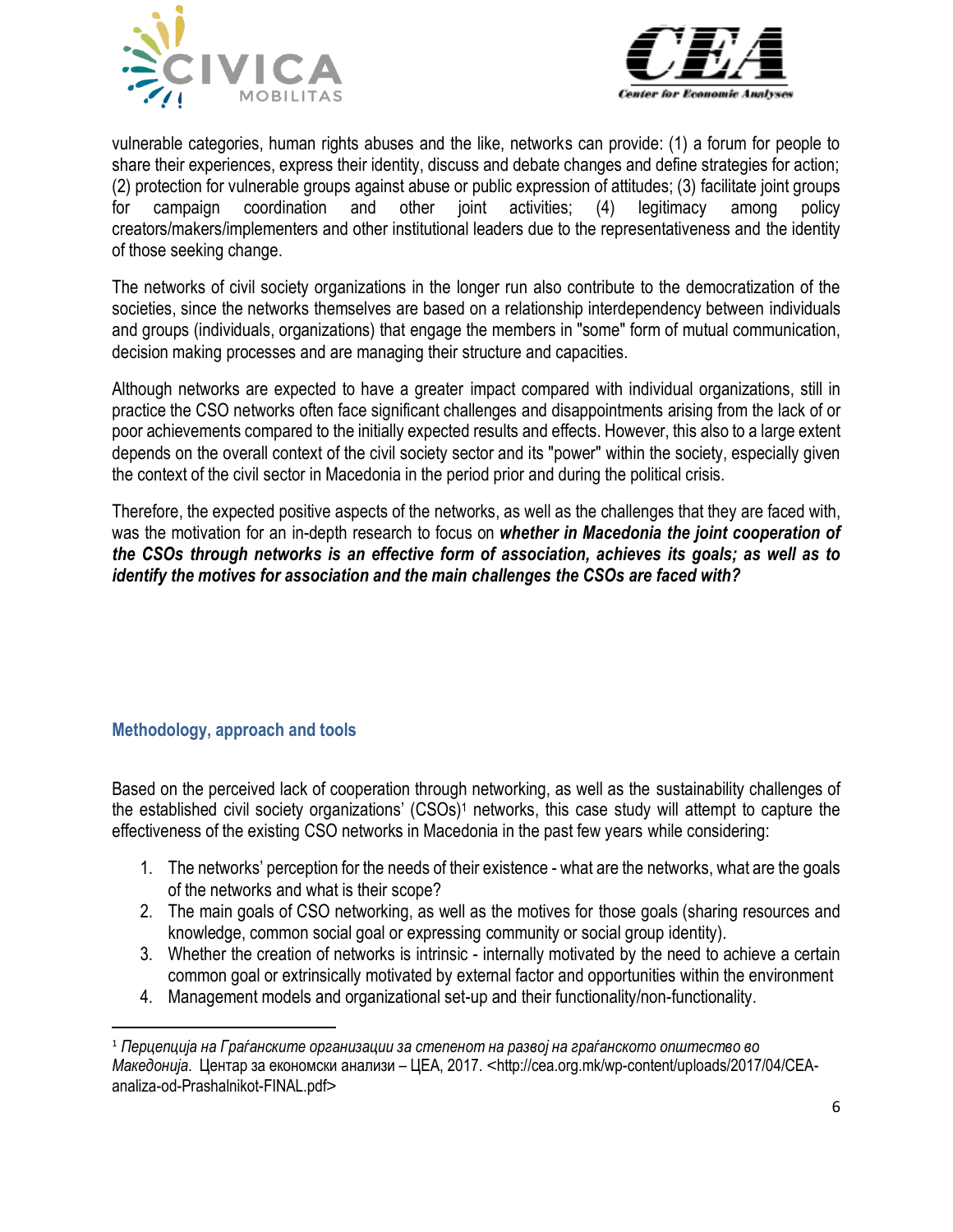vulnerable categories, human rights abuses and the like, networks can provide: (1) a forum for people to share their experiences, express their identity, discuss and debate changes and define strategies for action; (2) protection for vulnerable groups against abuse or public expression of attitudes; (3) facilitate joint groups for campaign coordination and other joint activities; (4) legitimacy among policy creators/makers/implementers and other institutional leaders due to the representativeness and the identity of those seeking change.

The networks of civil society organizations in the longer run also contribute to the democratization of the societies, since the networks themselves are based on a relationship interdependency between individuals and groups (individuals, organizations) that engage the members in "some" form of mutual communication, decision making processes and are managing their structure and capacities.

Although networks are expected to have a greater impact compared with individual organizations, still in practice the CSO networks often face significant challenges and disappointments arising from the lack of or poor achievements compared to the initially expected results and effects. However, this also to a large extent depends on the overall context of the civil society sector and its "power" within the society, especially given the context of the civil sector in Macedonia in the period prior and during the political crisis.

Therefore, the expected positive aspects of the networks, as well as the challenges that they are faced with, was the motivation for an in-depth research to focus on ***whether in Macedonia the joint cooperation of the CSOs through networks is an effective form of association, achieves its goals; as well as to identify the motives for association and the main challenges the CSOs are faced with?***

## Methodology, approach and tools

Based on the perceived lack of cooperation through networking, as well as the sustainability challenges of the established civil society organizations' (CSOs)[1] networks, this case study will attempt to capture the effectiveness of the existing CSO networks in Macedonia in the past few years while considering:

1. The networks' perception for the needs of their existence - what are the networks, what are the goals of the networks and what is their scope?
2. The main goals of CSO networking, as well as the motives for those goals (sharing resources and knowledge, common social goal or expressing community or social group identity).
3. Whether the creation of networks is intrinsic - internally motivated by the need to achieve a certain common goal or extrinsically motivated by external factor and opportunities within the environment
4. Management models and organizational set-up and their functionality/non-functionality.

---

[1] *Перцепција на Граѓанските организации за степенот на развој на граѓанското општество во Македонија*. Центар за економски анализи – ЦЕА, 2017. <http://cea.org.mk/wp-content/uploads/2017/04/CEA-analiza-od-Prashalnikot-FINAL.pdf>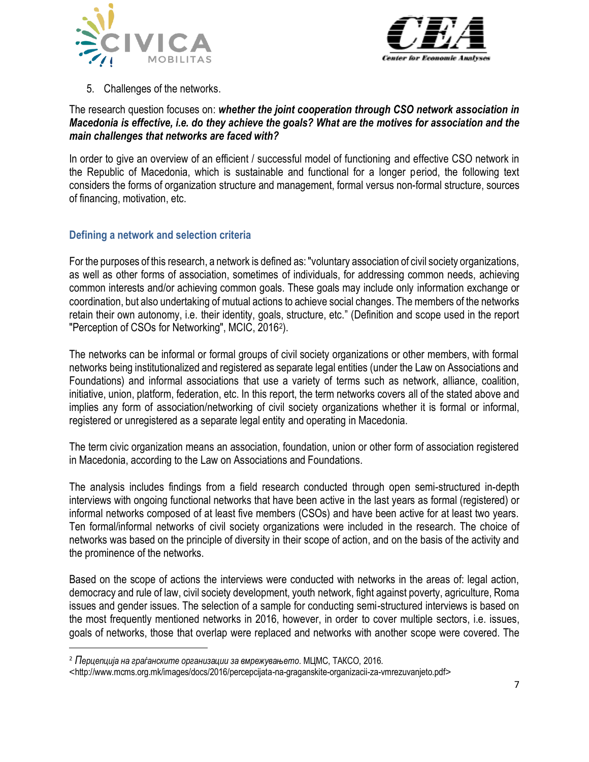5. Challenges of the networks.

The research question focuses on: ***whether the joint cooperation through CSO network association in Macedonia is effective, i.e. do they achieve the goals? What are the motives for association and the main challenges that networks are faced with?***

In order to give an overview of an efficient / successful model of functioning and effective CSO network in the Republic of Macedonia, which is sustainable and functional for a longer period, the following text considers the forms of organization structure and management, formal versus non-formal structure, sources of financing, motivation, etc.

### Defining a network and selection criteria

For the purposes of this research, a network is defined as: "voluntary association of civil society organizations, as well as other forms of association, sometimes of individuals, for addressing common needs, achieving common interests and/or achieving common goals. These goals may include only information exchange or coordination, but also undertaking of mutual actions to achieve social changes. The members of the networks retain their own autonomy, i.e. their identity, goals, structure, etc." (Definition and scope used in the report "Perception of CSOs for Networking", MCIC, 2016[2]).

The networks can be informal or formal groups of civil society organizations or other members, with formal networks being institutionalized and registered as separate legal entities (under the Law on Associations and Foundations) and informal associations that use a variety of terms such as network, alliance, coalition, initiative, union, platform, federation, etc. In this report, the term networks covers all of the stated above and implies any form of association/networking of civil society organizations whether it is formal or informal, registered or unregistered as a separate legal entity and operating in Macedonia.

The term civic organization means an association, foundation, union or other form of association registered in Macedonia, according to the Law on Associations and Foundations.

The analysis includes findings from a field research conducted through open semi-structured in-depth interviews with ongoing functional networks that have been active in the last years as formal (registered) or informal networks composed of at least five members (CSOs) and have been active for at least two years. Ten formal/informal networks of civil society organizations were included in the research. The choice of networks was based on the principle of diversity in their scope of action, and on the basis of the activity and the prominence of the networks.

Based on the scope of actions the interviews were conducted with networks in the areas of: legal action, democracy and rule of law, civil society development, youth network, fight against poverty, agriculture, Roma issues and gender issues. The selection of a sample for conducting semi-structured interviews is based on the most frequently mentioned networks in 2016, however, in order to cover multiple sectors, i.e. issues, goals of networks, those that overlap were replaced and networks with another scope were covered. The

---

[2] *Перцепција на граѓанските организации за вмрежувањето*. МЦМС, ТАКСО, 2016. <http://www.mcms.org.mk/images/docs/2016/percepcijata-na-graganskite-organizacii-za-vmrezuvanjeto.pdf>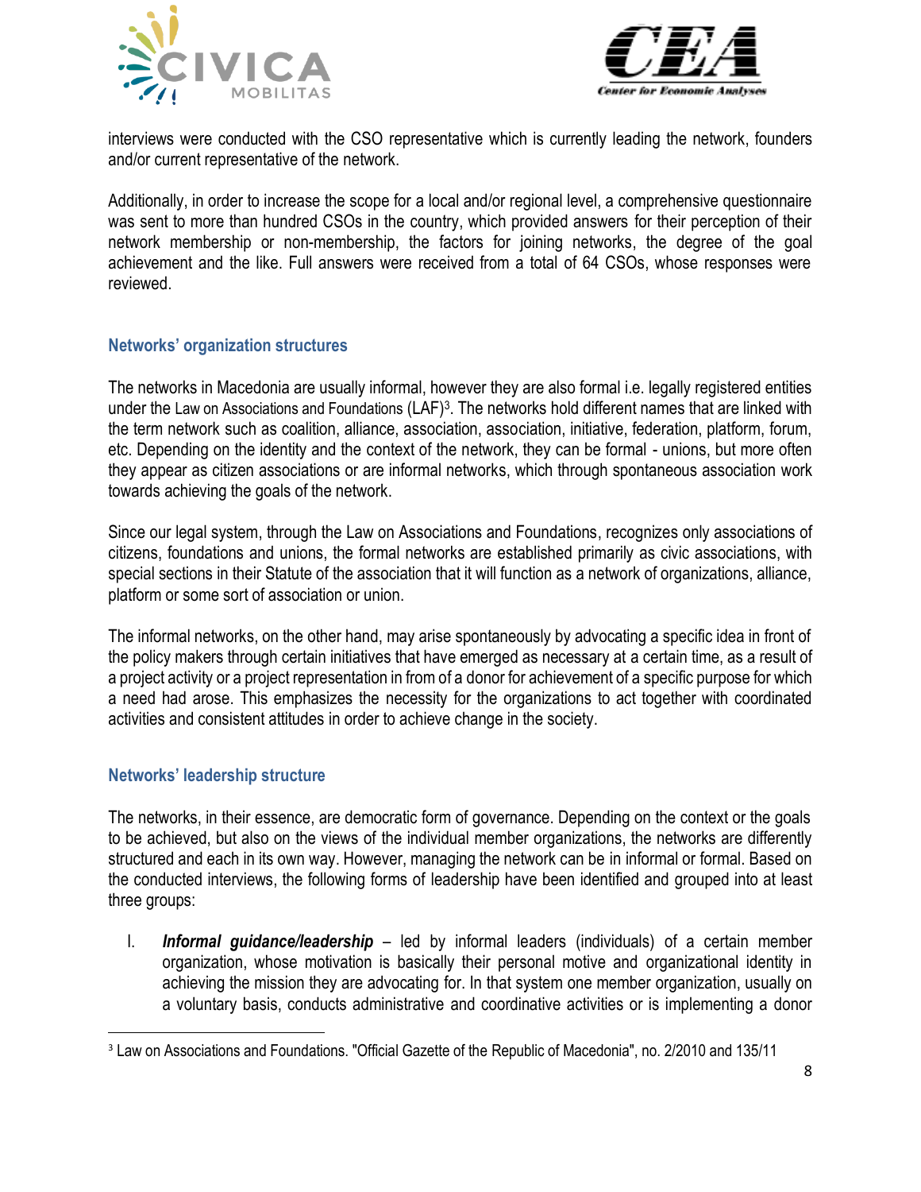interviews were conducted with the CSO representative which is currently leading the network, founders and/or current representative of the network.

Additionally, in order to increase the scope for a local and/or regional level, a comprehensive questionnaire was sent to more than hundred CSOs in the country, which provided answers for their perception of their network membership or non-membership, the factors for joining networks, the degree of the goal achievement and the like. Full answers were received from a total of 64 CSOs, whose responses were reviewed.

### Networks' organization structures

The networks in Macedonia are usually informal, however they are also formal i.e. legally registered entities under the Law on Associations and Foundations (LAF)[3]. The networks hold different names that are linked with the term network such as coalition, alliance, association, association, initiative, federation, platform, forum, etc. Depending on the identity and the context of the network, they can be formal - unions, but more often they appear as citizen associations or are informal networks, which through spontaneous association work towards achieving the goals of the network.

Since our legal system, through the Law on Associations and Foundations, recognizes only associations of citizens, foundations and unions, the formal networks are established primarily as civic associations, with special sections in their Statute of the association that it will function as a network of organizations, alliance, platform or some sort of association or union.

The informal networks, on the other hand, may arise spontaneously by advocating a specific idea in front of the policy makers through certain initiatives that have emerged as necessary at a certain time, as a result of a project activity or a project representation in from of a donor for achievement of a specific purpose for which a need had arose. This emphasizes the necessity for the organizations to act together with coordinated activities and consistent attitudes in order to achieve change in the society.

### Networks' leadership structure

The networks, in their essence, are democratic form of governance. Depending on the context or the goals to be achieved, but also on the views of the individual member organizations, the networks are differently structured and each in its own way. However, managing the network can be in informal or formal. Based on the conducted interviews, the following forms of leadership have been identified and grouped into at least three groups:

I. ***Informal guidance/leadership*** – led by informal leaders (individuals) of a certain member organization, whose motivation is basically their personal motive and organizational identity in achieving the mission they are advocating for. In that system one member organization, usually on a voluntary basis, conducts administrative and coordinative activities or is implementing a donor

---

[3] Law on Associations and Foundations. "Official Gazette of the Republic of Macedonia", no. 2/2010 and 135/11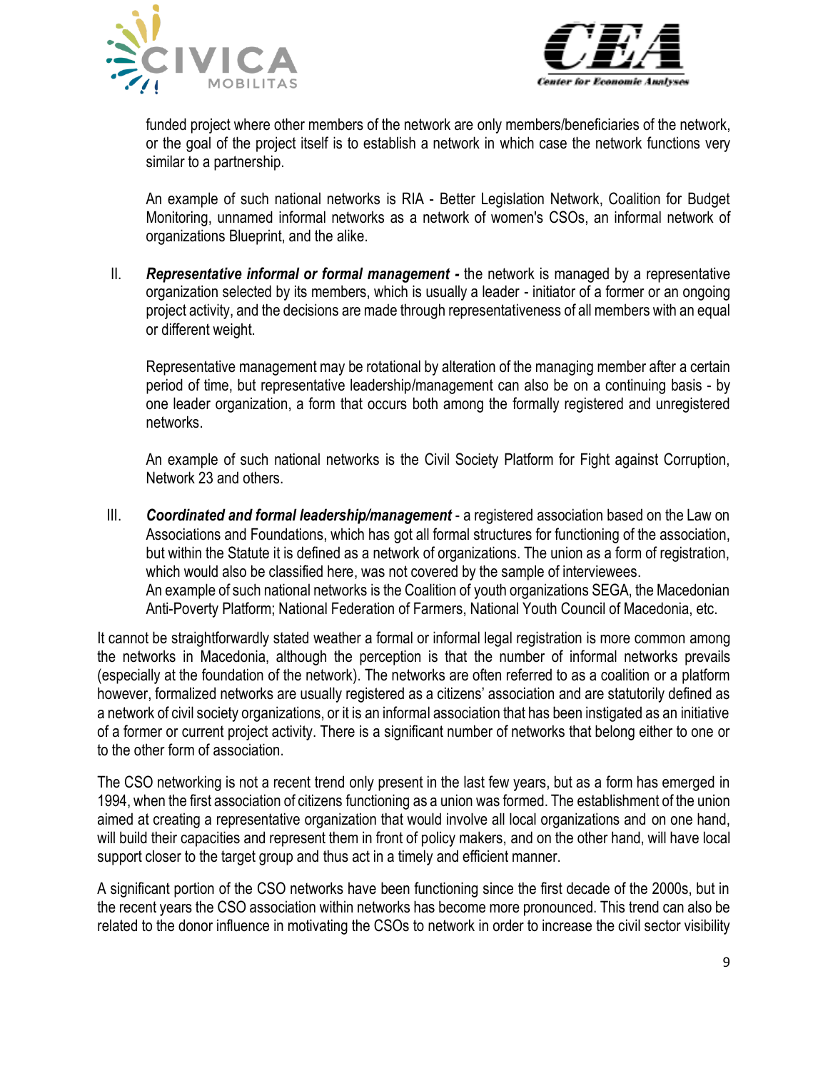funded project where other members of the network are only members/beneficiaries of the network, or the goal of the project itself is to establish a network in which case the network functions very similar to a partnership.

An example of such national networks is RIA - Better Legislation Network, Coalition for Budget Monitoring, unnamed informal networks as a network of women's CSOs, an informal network of organizations Blueprint, and the alike.

II. ***Representative informal or formal management -*** the network is managed by a representative organization selected by its members, which is usually a leader - initiator of a former or an ongoing project activity, and the decisions are made through representativeness of all members with an equal or different weight.

 Representative management may be rotational by alteration of the managing member after a certain period of time, but representative leadership/management can also be on a continuing basis - by one leader organization, a form that occurs both among the formally registered and unregistered networks.

 An example of such national networks is the Civil Society Platform for Fight against Corruption, Network 23 and others.

III. ***Coordinated and formal leadership/management*** - a registered association based on the Law on Associations and Foundations, which has got all formal structures for functioning of the association, but within the Statute it is defined as a network of organizations. The union as a form of registration, which would also be classified here, was not covered by the sample of interviewees.
 An example of such national networks is the Coalition of youth organizations SEGA, the Macedonian Anti-Poverty Platform; National Federation of Farmers, National Youth Council of Macedonia, etc.

It cannot be straightforwardly stated weather a formal or informal legal registration is more common among the networks in Macedonia, although the perception is that the number of informal networks prevails (especially at the foundation of the network). The networks are often referred to as a coalition or a platform however, formalized networks are usually registered as a citizens' association and are statutorily defined as a network of civil society organizations, or it is an informal association that has been instigated as an initiative of a former or current project activity. There is a significant number of networks that belong either to one or to the other form of association.

The CSO networking is not a recent trend only present in the last few years, but as a form has emerged in 1994, when the first association of citizens functioning as a union was formed. The establishment of the union aimed at creating a representative organization that would involve all local organizations and on one hand, will build their capacities and represent them in front of policy makers, and on the other hand, will have local support closer to the target group and thus act in a timely and efficient manner.

A significant portion of the CSO networks have been functioning since the first decade of the 2000s, but in the recent years the CSO association within networks has become more pronounced. This trend can also be related to the donor influence in motivating the CSOs to network in order to increase the civil sector visibility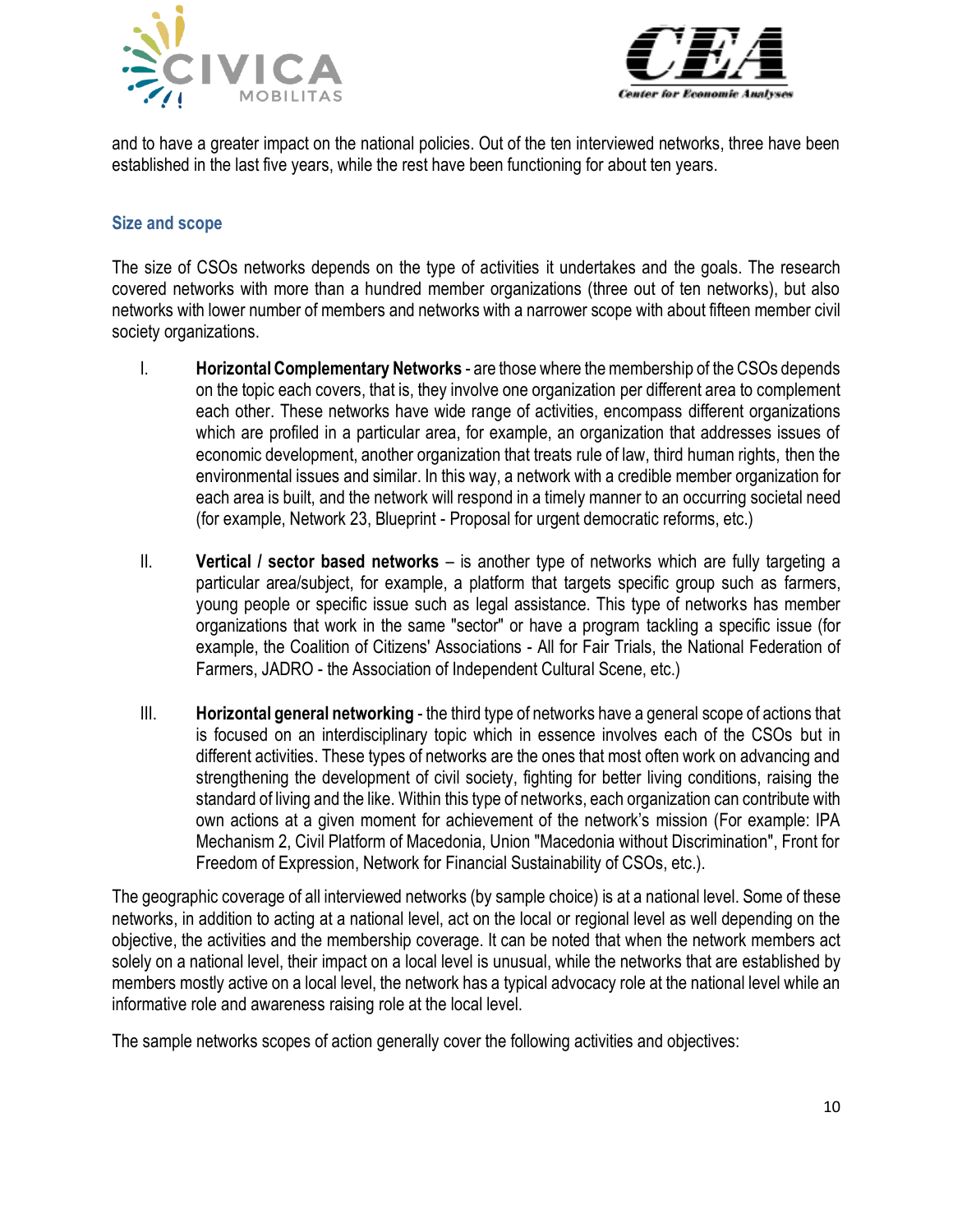and to have a greater impact on the national policies. Out of the ten interviewed networks, three have been established in the last five years, while the rest have been functioning for about ten years.

### Size and scope

The size of CSOs networks depends on the type of activities it undertakes and the goals. The research covered networks with more than a hundred member organizations (three out of ten networks), but also networks with lower number of members and networks with a narrower scope with about fifteen member civil society organizations.

I. **Horizontal Complementary Networks** - are those where the membership of the CSOs depends on the topic each covers, that is, they involve one organization per different area to complement each other. These networks have wide range of activities, encompass different organizations which are profiled in a particular area, for example, an organization that addresses issues of economic development, another organization that treats rule of law, third human rights, then the environmental issues and similar. In this way, a network with a credible member organization for each area is built, and the network will respond in a timely manner to an occurring societal need (for example, Network 23, Blueprint - Proposal for urgent democratic reforms, etc.)

II. **Vertical / sector based networks** – is another type of networks which are fully targeting a particular area/subject, for example, a platform that targets specific group such as farmers, young people or specific issue such as legal assistance. This type of networks has member organizations that work in the same "sector" or have a program tackling a specific issue (for example, the Coalition of Citizens' Associations - All for Fair Trials, the National Federation of Farmers, JADRO - the Association of Independent Cultural Scene, etc.)

III. **Horizontal general networking** - the third type of networks have a general scope of actions that is focused on an interdisciplinary topic which in essence involves each of the CSOs but in different activities. These types of networks are the ones that most often work on advancing and strengthening the development of civil society, fighting for better living conditions, raising the standard of living and the like. Within this type of networks, each organization can contribute with own actions at a given moment for achievement of the network's mission (For example: IPA Mechanism 2, Civil Platform of Macedonia, Union "Macedonia without Discrimination", Front for Freedom of Expression, Network for Financial Sustainability of CSOs, etc.).

The geographic coverage of all interviewed networks (by sample choice) is at a national level. Some of these networks, in addition to acting at a national level, act on the local or regional level as well depending on the objective, the activities and the membership coverage. It can be noted that when the network members act solely on a national level, their impact on a local level is unusual, while the networks that are established by members mostly active on a local level, the network has a typical advocacy role at the national level while an informative role and awareness raising role at the local level.

The sample networks scopes of action generally cover the following activities and objectives: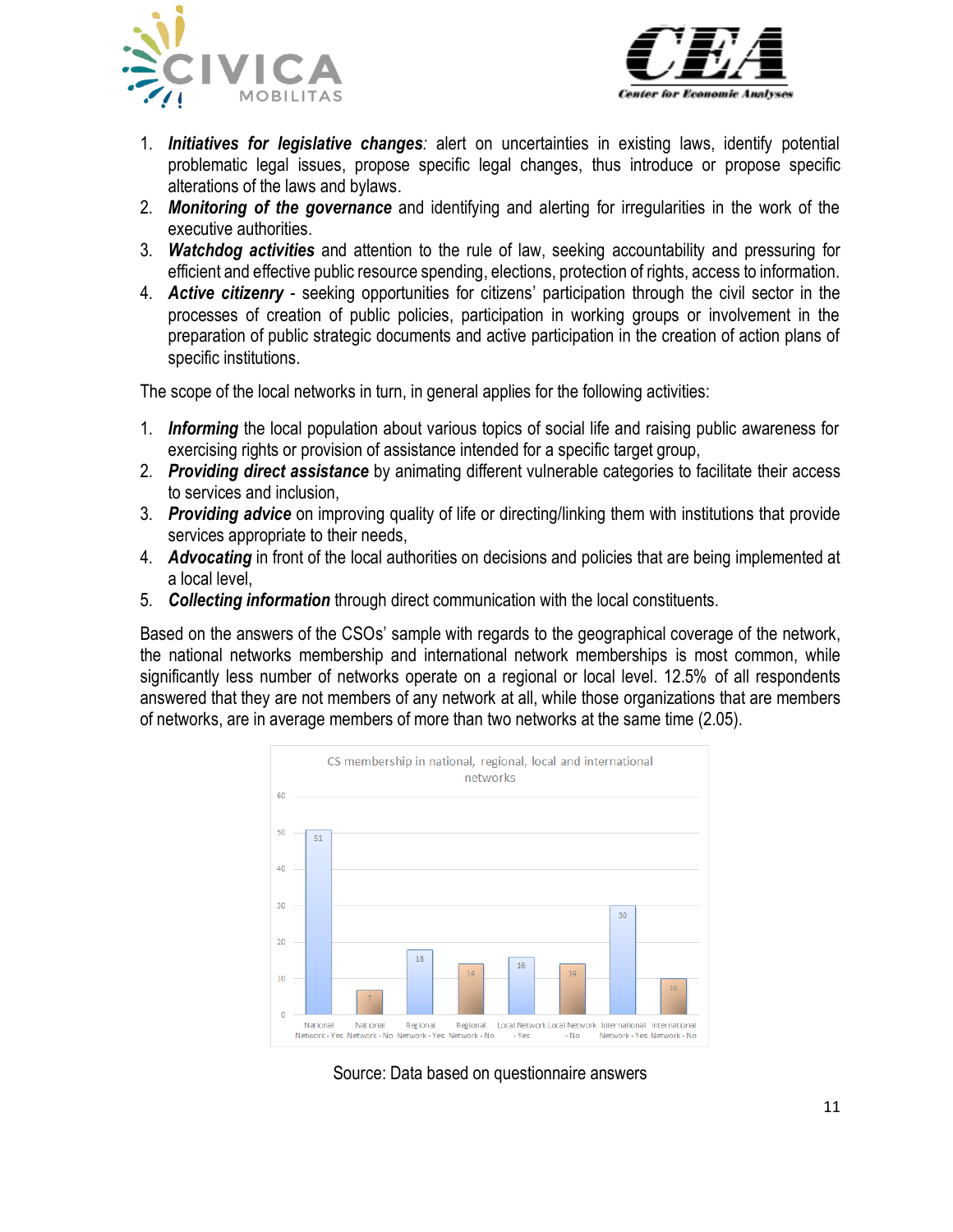1. ***Initiatives for legislative changes**:* alert on uncertainties in existing laws, identify potential problematic legal issues, propose specific legal changes, thus introduce or propose specific alterations of the laws and bylaws.
2. ***Monitoring of the governance*** and identifying and alerting for irregularities in the work of the executive authorities.
3. ***Watchdog activities*** and attention to the rule of law, seeking accountability and pressuring for efficient and effective public resource spending, elections, protection of rights, access to information.
4. ***Active citizenry*** - seeking opportunities for citizens' participation through the civil sector in the processes of creation of public policies, participation in working groups or involvement in the preparation of public strategic documents and active participation in the creation of action plans of specific institutions.

The scope of the local networks in turn, in general applies for the following activities:

1. ***Informing*** the local population about various topics of social life and raising public awareness for exercising rights or provision of assistance intended for a specific target group,
2. ***Providing direct assistance*** by animating different vulnerable categories to facilitate their access to services and inclusion,
3. ***Providing advice*** on improving quality of life or directing/linking them with institutions that provide services appropriate to their needs,
4. ***Advocating*** in front of the local authorities on decisions and policies that are being implemented at a local level,
5. ***Collecting information*** through direct communication with the local constituents.

Based on the answers of the CSOs' sample with regards to the geographical coverage of the network, the national networks membership and international network memberships is most common, while significantly less number of networks operate on a regional or local level. 12.5% of all respondents answered that they are not members of any network at all, while those organizations that are members of networks, are in average members of more than two networks at the same time (2.05).

CS membership in national, regional, local and international networks

| National Network - Yes | National Network - No | Regional Network - Yes | Regional Network - No | Local Network - Yes | Local Network - No | International Network - Yes | International Network - No |
|---|---|---|---|---|---|---|---|
| 51 | 7 | 18 | 14 | 16 | 14 | 30 | 10 |

Source: Data based on questionnaire answers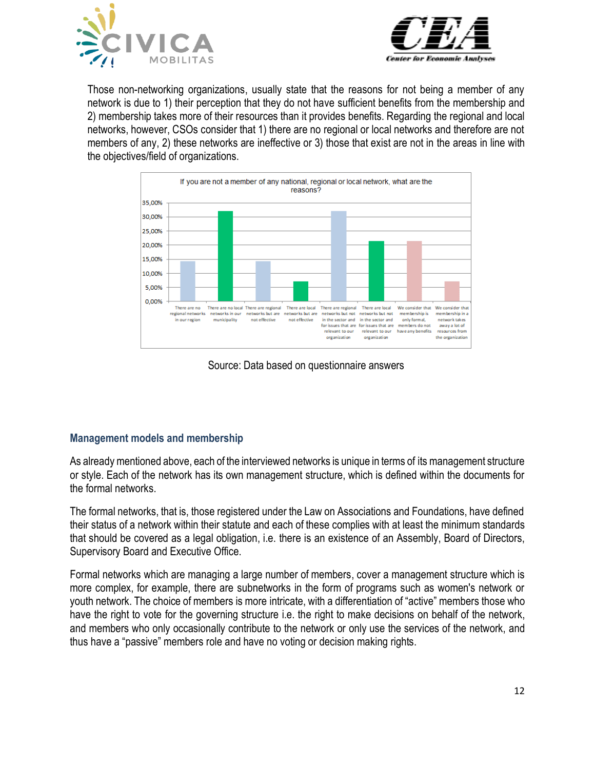Those non-networking organizations, usually state that the reasons for not being a member of any network is due to 1) their perception that they do not have sufficient benefits from the membership and 2) membership takes more of their resources than it provides benefits. Regarding the regional and local networks, however, CSOs consider that 1) there are no regional or local networks and therefore are not members of any, 2) these networks are ineffective or 3) those that exist are not in the areas in line with the objectives/field of organizations.

If you are not a member of any national, regional or local network, what are the reasons?

| Reason | Share |
|---|---|
| There are no regional networks in our region | ~14% |
| There are no local networks in our municipality | ~32% |
| There are regional networks but are not effective | ~14% |
| There are local networks but are not effective | ~7% |
| There are regional networks but not in the sector and for issues that are relevant to our organization | ~32% |
| There are local networks but not in the sector and for issues that are relevant to our organization | ~21% |
| We consider that membership is only formal, members do not have any benefits | ~21% |
| We consider that membership in a network takes away a lot of resources from the organization | ~7% |

Source: Data based on questionnaire answers

### Management models and membership

As already mentioned above, each of the interviewed networks is unique in terms of its management structure or style. Each of the network has its own management structure, which is defined within the documents for the formal networks.

The formal networks, that is, those registered under the Law on Associations and Foundations, have defined their status of a network within their statute and each of these complies with at least the minimum standards that should be covered as a legal obligation, i.e. there is an existence of an Assembly, Board of Directors, Supervisory Board and Executive Office.

Formal networks which are managing a large number of members, cover a management structure which is more complex, for example, there are subnetworks in the form of programs such as women's network or youth network. The choice of members is more intricate, with a differentiation of "active" members those who have the right to vote for the governing structure i.e. the right to make decisions on behalf of the network, and members who only occasionally contribute to the network or only use the services of the network, and thus have a "passive" members role and have no voting or decision making rights.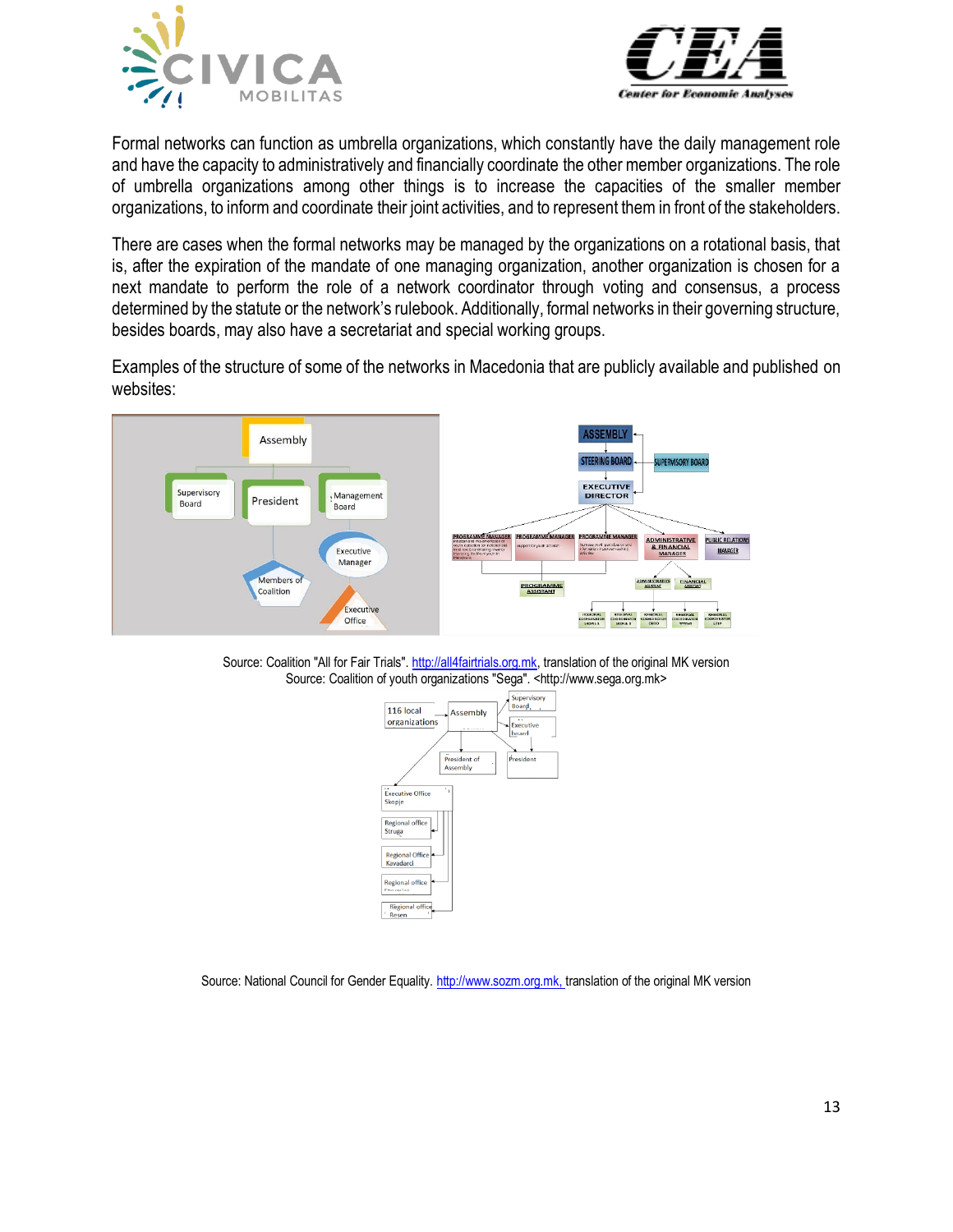Formal networks can function as umbrella organizations, which constantly have the daily management role and have the capacity to administratively and financially coordinate the other member organizations. The role of umbrella organizations among other things is to increase the capacities of the smaller member organizations, to inform and coordinate their joint activities, and to represent them in front of the stakeholders.

There are cases when the formal networks may be managed by the organizations on a rotational basis, that is, after the expiration of the mandate of one managing organization, another organization is chosen for a next mandate to perform the role of a network coordinator through voting and consensus, a process determined by the statute or the network's rulebook. Additionally, formal networks in their governing structure, besides boards, may also have a secretariat and special working groups.

Examples of the structure of some of the networks in Macedonia that are publicly available and published on websites:

Source: Coalition "All for Fair Trials". http://all4fairtrials.org.mk, translation of the original MK version
Source: Coalition of youth organizations "Sega". <http://www.sega.org.mk>

Source: National Council for Gender Equality. http://www.sozm.org.mk, translation of the original MK version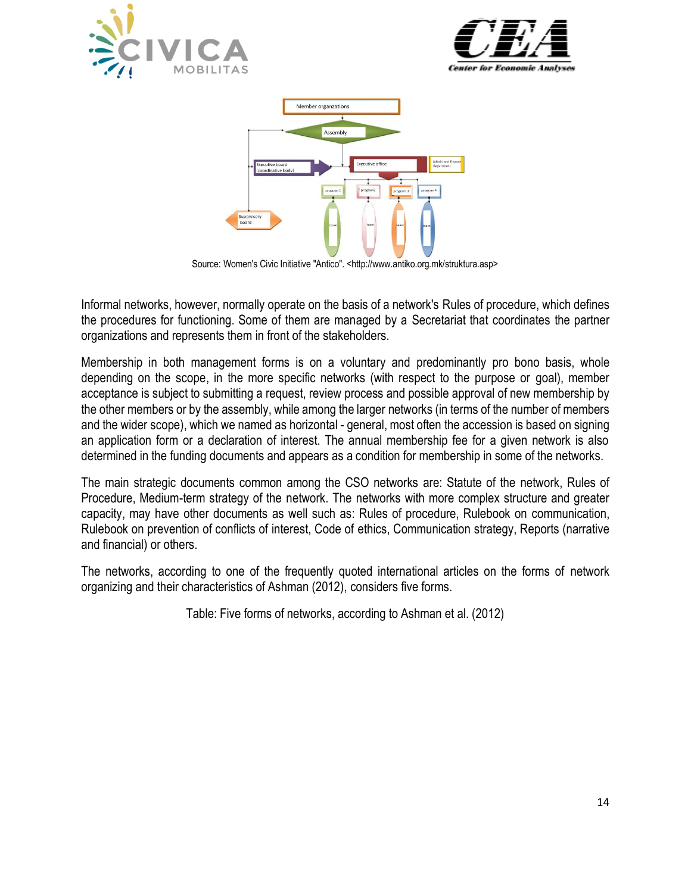Source: Women's Civic Initiative "Antico". <http://www.antiko.org.mk/struktura.asp>

Informal networks, however, normally operate on the basis of a network's Rules of procedure, which defines the procedures for functioning. Some of them are managed by a Secretariat that coordinates the partner organizations and represents them in front of the stakeholders.

Membership in both management forms is on a voluntary and predominantly pro bono basis, whole depending on the scope, in the more specific networks (with respect to the purpose or goal), member acceptance is subject to submitting a request, review process and possible approval of new membership by the other members or by the assembly, while among the larger networks (in terms of the number of members and the wider scope), which we named as horizontal - general, most often the accession is based on signing an application form or a declaration of interest. The annual membership fee for a given network is also determined in the funding documents and appears as a condition for membership in some of the networks.

The main strategic documents common among the CSO networks are: Statute of the network, Rules of Procedure, Medium-term strategy of the network. The networks with more complex structure and greater capacity, may have other documents as well such as: Rules of procedure, Rulebook on communication, Rulebook on prevention of conflicts of interest, Code of ethics, Communication strategy, Reports (narrative and financial) or others.

The networks, according to one of the frequently quoted international articles on the forms of network organizing and their characteristics of Ashman (2012), considers five forms.

Table: Five forms of networks, according to Ashman et al. (2012)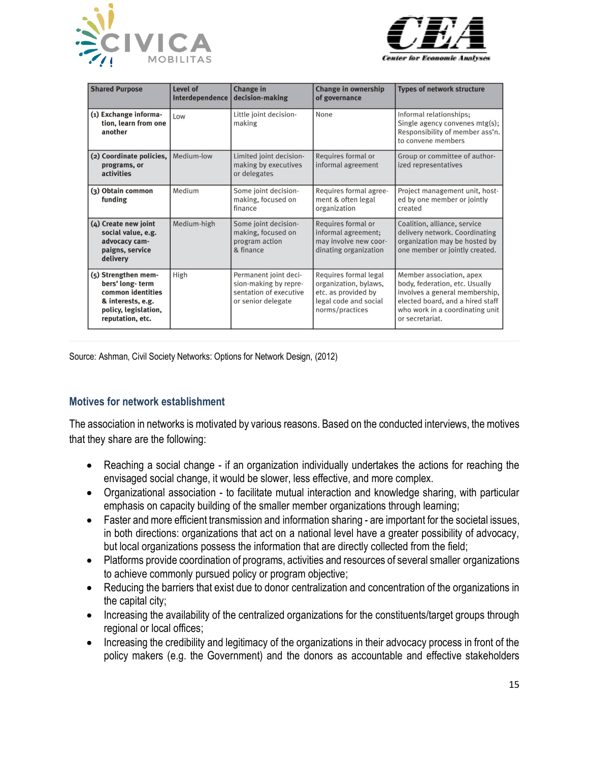| Shared Purpose | Level of Interdependence | Change in decision-making | Change in ownership of governance | Types of network structure |
|---|---|---|---|---|
| **(1) Exchange information, learn from one another** | Low | Little joint decision-making | None | Informal relationships; Single agency convenes mtg(s); Responsibility of member ass'n. to convene members |
| **(2) Coordinate policies, programs, or activities** | Medium-low | Limited joint decision-making by executives or delegates | Requires formal or informal agreement | Group or committee of authorized representatives |
| **(3) Obtain common funding** | Medium | Some joint decision-making, focused on finance | Requires formal agreement & often legal organization | Project management unit, hosted by one member or jointly created |
| **(4) Create new joint social value, e.g. advocacy campaigns, service delivery** | Medium-high | Some joint decision-making, focused on program action & finance | Requires formal or informal agreement; may involve new coordinating organization | Coalition, alliance, service delivery network. Coordinating organization may be hosted by one member or jointly created. |
| **(5) Strengthen members' long- term common identities & interests, e.g. policy, legislation, reputation, etc.** | High | Permanent joint decision-making by representation of executive or senior delegate | Requires formal legal organization, bylaws, etc. as provided by legal code and social norms/practices | Member association, apex body, federation, etc. Usually involves a general membership, elected board, and a hired staff who work in a coordinating unit or secretariat. |

Source: Ashman, Civil Society Networks: Options for Network Design, (2012)

## Motives for network establishment

The association in networks is motivated by various reasons. Based on the conducted interviews, the motives that they share are the following:

- Reaching a social change - if an organization individually undertakes the actions for reaching the envisaged social change, it would be slower, less effective, and more complex.
- Organizational association - to facilitate mutual interaction and knowledge sharing, with particular emphasis on capacity building of the smaller member organizations through learning;
- Faster and more efficient transmission and information sharing - are important for the societal issues, in both directions: organizations that act on a national level have a greater possibility of advocacy, but local organizations possess the information that are directly collected from the field;
- Platforms provide coordination of programs, activities and resources of several smaller organizations to achieve commonly pursued policy or program objective;
- Reducing the barriers that exist due to donor centralization and concentration of the organizations in the capital city;
- Increasing the availability of the centralized organizations for the constituents/target groups through regional or local offices;
- Increasing the credibility and legitimacy of the organizations in their advocacy process in front of the policy makers (e.g. the Government) and the donors as accountable and effective stakeholders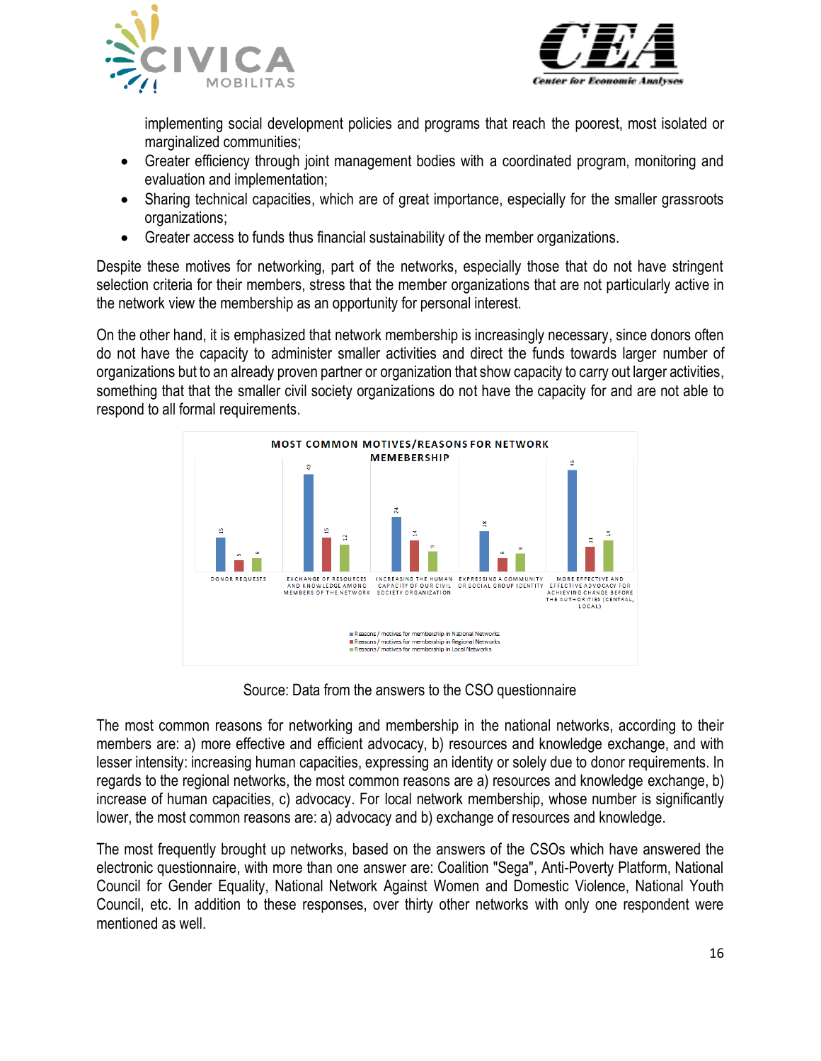implementing social development policies and programs that reach the poorest, most isolated or marginalized communities;

- Greater efficiency through joint management bodies with a coordinated program, monitoring and evaluation and implementation;
- Sharing technical capacities, which are of great importance, especially for the smaller grassroots organizations;
- Greater access to funds thus financial sustainability of the member organizations.

Despite these motives for networking, part of the networks, especially those that do not have stringent selection criteria for their members, stress that the member organizations that are not particularly active in the network view the membership as an opportunity for personal interest.

On the other hand, it is emphasized that network membership is increasingly necessary, since donors often do not have the capacity to administer smaller activities and direct the funds towards larger number of organizations but to an already proven partner or organization that show capacity to carry out larger activities, something that that the smaller civil society organizations do not have the capacity for and are not able to respond to all formal requirements.

**MOST COMMON MOTIVES/REASONS FOR NETWORK MEMEBERSHIP**

| | Reasons / motives for membership in National Networks | Reasons / motives for membership in Regional Networks | Reasons / motives for membership in Local Networks |
|---|---|---|---|
| DONOR REQUESTS | 15 | 5 | 6 |
| EXCHANGE OF RESOURCES AND KNOWLEDGE AMONG MEMBERS OF THE NETWORK | 43 | 15 | 12 |
| INCREASING THE HUMAN CAPACITY OF OUR CIVIL SOCIETY ORGANIZATION | 24 | 14 | 9 |
| EXPRESSING A COMMUNITY OR SOCIAL GROUP IDENTITY | 18 | 6 | 8 |
| MORE EFFECTIVE AND EFFECTIVE ADVOCACY FOR ACHIEVING CHANGE BEFORE THE AUTHORITIES (CENTRAL, LOCAL) | 45 | 11 | 14 |

Source: Data from the answers to the CSO questionnaire

The most common reasons for networking and membership in the national networks, according to their members are: a) more effective and efficient advocacy, b) resources and knowledge exchange, and with lesser intensity: increasing human capacities, expressing an identity or solely due to donor requirements. In regards to the regional networks, the most common reasons are a) resources and knowledge exchange, b) increase of human capacities, c) advocacy. For local network membership, whose number is significantly lower, the most common reasons are: a) advocacy and b) exchange of resources and knowledge.

The most frequently brought up networks, based on the answers of the CSOs which have answered the electronic questionnaire, with more than one answer are: Coalition "Sega", Anti-Poverty Platform, National Council for Gender Equality, National Network Against Women and Domestic Violence, National Youth Council, etc. In addition to these responses, over thirty other networks with only one respondent were mentioned as well.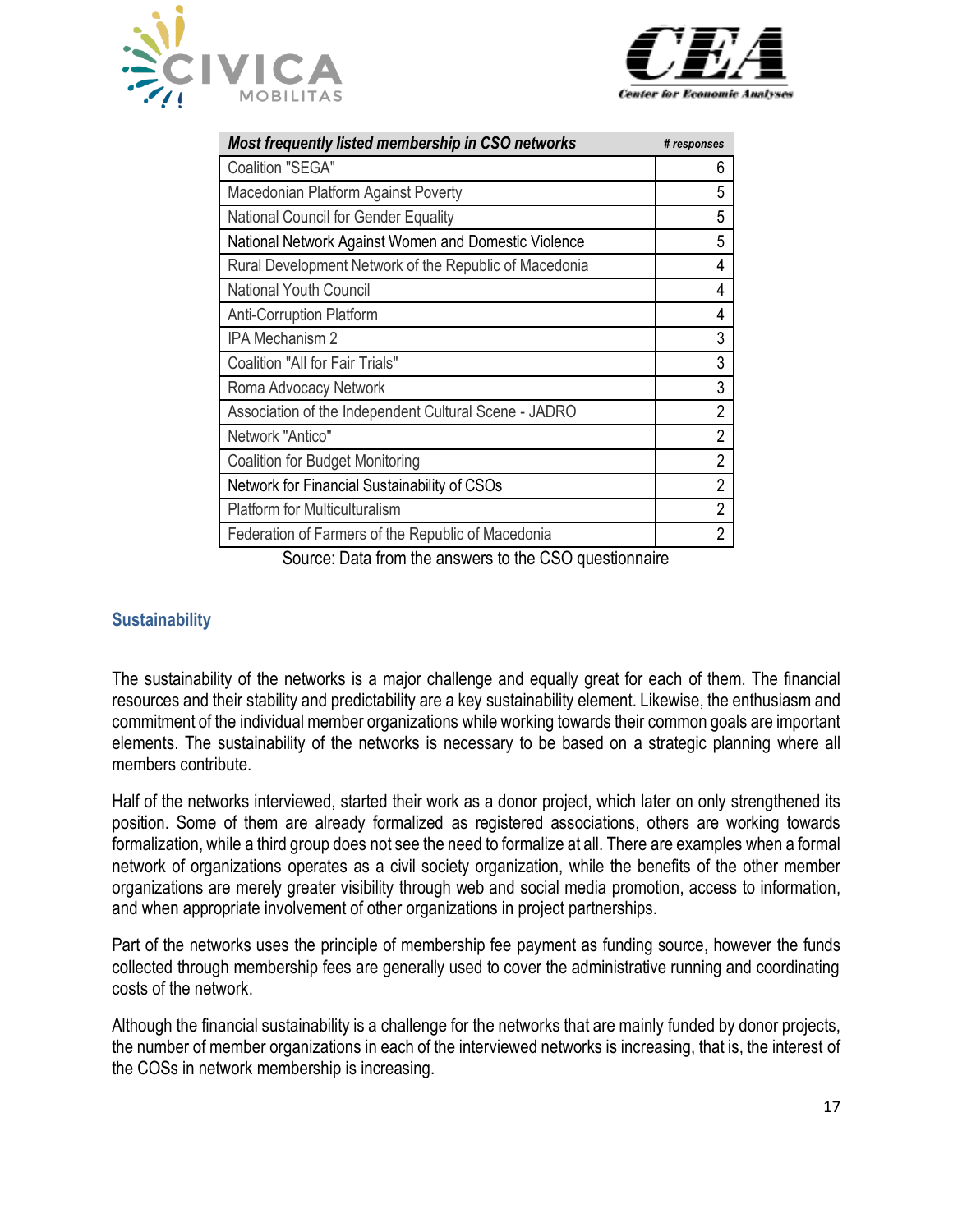| *Most frequently listed membership in CSO networks* | *# responses* |
|---|---|
| Coalition "SEGA" | 6 |
| Macedonian Platform Against Poverty | 5 |
| National Council for Gender Equality | 5 |
| National Network Against Women and Domestic Violence | 5 |
| Rural Development Network of the Republic of Macedonia | 4 |
| National Youth Council | 4 |
| Anti-Corruption Platform | 4 |
| IPA Mechanism 2 | 3 |
| Coalition "All for Fair Trials" | 3 |
| Roma Advocacy Network | 3 |
| Association of the Independent Cultural Scene - JADRO | 2 |
| Network "Antico" | 2 |
| Coalition for Budget Monitoring | 2 |
| Network for Financial Sustainability of CSOs | 2 |
| Platform for Multiculturalism | 2 |
| Federation of Farmers of the Republic of Macedonia | 2 |

Source: Data from the answers to the CSO questionnaire

### Sustainability

The sustainability of the networks is a major challenge and equally great for each of them. The financial resources and their stability and predictability are a key sustainability element. Likewise, the enthusiasm and commitment of the individual member organizations while working towards their common goals are important elements. The sustainability of the networks is necessary to be based on a strategic planning where all members contribute.

Half of the networks interviewed, started their work as a donor project, which later on only strengthened its position. Some of them are already formalized as registered associations, others are working towards formalization, while a third group does not see the need to formalize at all. There are examples when a formal network of organizations operates as a civil society organization, while the benefits of the other member organizations are merely greater visibility through web and social media promotion, access to information, and when appropriate involvement of other organizations in project partnerships.

Part of the networks uses the principle of membership fee payment as funding source, however the funds collected through membership fees are generally used to cover the administrative running and coordinating costs of the network.

Although the financial sustainability is a challenge for the networks that are mainly funded by donor projects, the number of member organizations in each of the interviewed networks is increasing, that is, the interest of the COSs in network membership is increasing.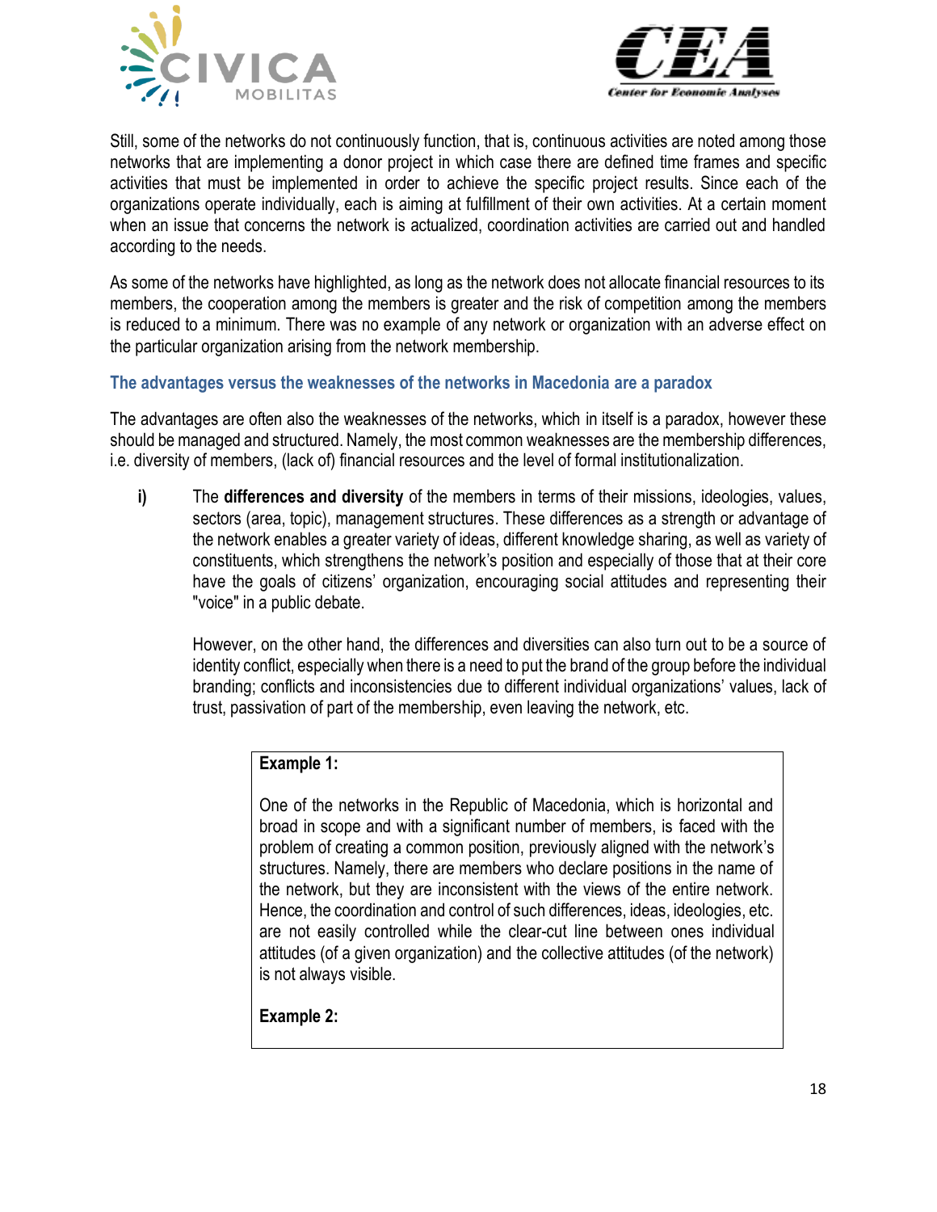Still, some of the networks do not continuously function, that is, continuous activities are noted among those networks that are implementing a donor project in which case there are defined time frames and specific activities that must be implemented in order to achieve the specific project results. Since each of the organizations operate individually, each is aiming at fulfillment of their own activities. At a certain moment when an issue that concerns the network is actualized, coordination activities are carried out and handled according to the needs.

As some of the networks have highlighted, as long as the network does not allocate financial resources to its members, the cooperation among the members is greater and the risk of competition among the members is reduced to a minimum. There was no example of any network or organization with an adverse effect on the particular organization arising from the network membership.

### The advantages versus the weaknesses of the networks in Macedonia are a paradox

The advantages are often also the weaknesses of the networks, which in itself is a paradox, however these should be managed and structured. Namely, the most common weaknesses are the membership differences, i.e. diversity of members, (lack of) financial resources and the level of formal institutionalization.

**i)** The **differences and diversity** of the members in terms of their missions, ideologies, values, sectors (area, topic), management structures. These differences as a strength or advantage of the network enables a greater variety of ideas, different knowledge sharing, as well as variety of constituents, which strengthens the network's position and especially of those that at their core have the goals of citizens' organization, encouraging social attitudes and representing their "voice" in a public debate.

However, on the other hand, the differences and diversities can also turn out to be a source of identity conflict, especially when there is a need to put the brand of the group before the individual branding; conflicts and inconsistencies due to different individual organizations' values, lack of trust, passivation of part of the membership, even leaving the network, etc.

> **Example 1:**
>
> One of the networks in the Republic of Macedonia, which is horizontal and broad in scope and with a significant number of members, is faced with the problem of creating a common position, previously aligned with the network's structures. Namely, there are members who declare positions in the name of the network, but they are inconsistent with the views of the entire network. Hence, the coordination and control of such differences, ideas, ideologies, etc. are not easily controlled while the clear-cut line between ones individual attitudes (of a given organization) and the collective attitudes (of the network) is not always visible.
>
> **Example 2:**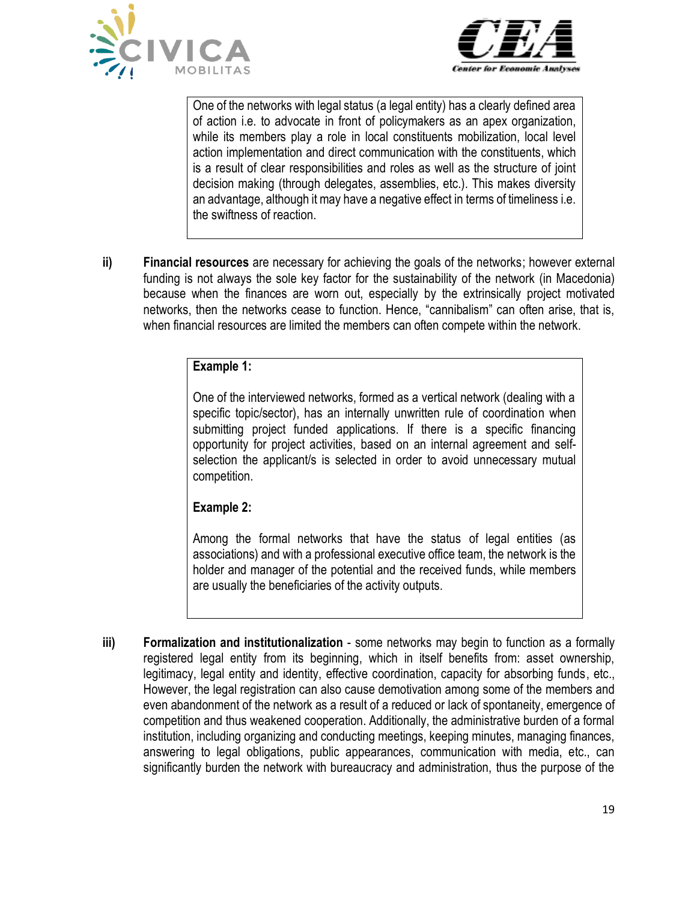One of the networks with legal status (a legal entity) has a clearly defined area of action i.e. to advocate in front of policymakers as an apex organization, while its members play a role in local constituents mobilization, local level action implementation and direct communication with the constituents, which is a result of clear responsibilities and roles as well as the structure of joint decision making (through delegates, assemblies, etc.). This makes diversity an advantage, although it may have a negative effect in terms of timeliness i.e. the swiftness of reaction.

ii) **Financial resources** are necessary for achieving the goals of the networks; however external funding is not always the sole key factor for the sustainability of the network (in Macedonia) because when the finances are worn out, especially by the extrinsically project motivated networks, then the networks cease to function. Hence, "cannibalism" can often arise, that is, when financial resources are limited the members can often compete within the network.

**Example 1:**

One of the interviewed networks, formed as a vertical network (dealing with a specific topic/sector), has an internally unwritten rule of coordination when submitting project funded applications. If there is a specific financing opportunity for project activities, based on an internal agreement and self-selection the applicant/s is selected in order to avoid unnecessary mutual competition.

**Example 2:**

Among the formal networks that have the status of legal entities (as associations) and with a professional executive office team, the network is the holder and manager of the potential and the received funds, while members are usually the beneficiaries of the activity outputs.

iii) **Formalization and institutionalization** - some networks may begin to function as a formally registered legal entity from its beginning, which in itself benefits from: asset ownership, legitimacy, legal entity and identity, effective coordination, capacity for absorbing funds, etc., However, the legal registration can also cause demotivation among some of the members and even abandonment of the network as a result of a reduced or lack of spontaneity, emergence of competition and thus weakened cooperation. Additionally, the administrative burden of a formal institution, including organizing and conducting meetings, keeping minutes, managing finances, answering to legal obligations, public appearances, communication with media, etc., can significantly burden the network with bureaucracy and administration, thus the purpose of the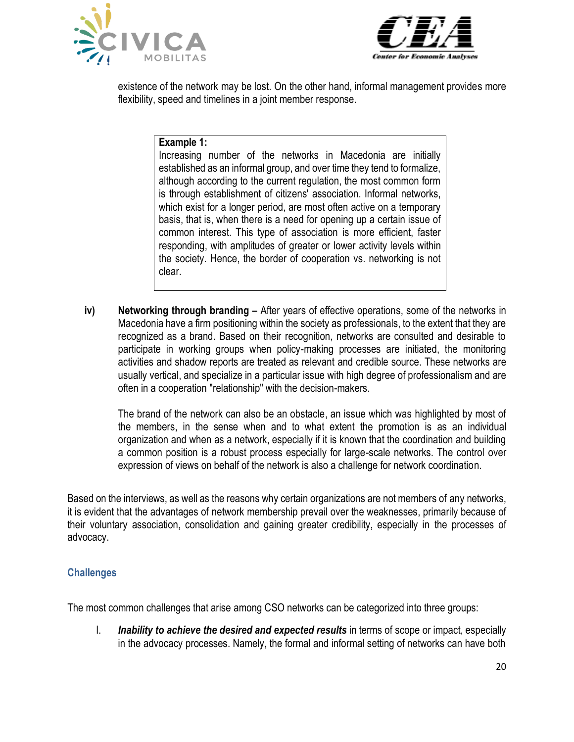existence of the network may be lost. On the other hand, informal management provides more flexibility, speed and timelines in a joint member response.

> **Example 1:**
> Increasing number of the networks in Macedonia are initially established as an informal group, and over time they tend to formalize, although according to the current regulation, the most common form is through establishment of citizens' association. Informal networks, which exist for a longer period, are most often active on a temporary basis, that is, when there is a need for opening up a certain issue of common interest. This type of association is more efficient, faster responding, with amplitudes of greater or lower activity levels within the society. Hence, the border of cooperation vs. networking is not clear.

**iv)** **Networking through branding –** After years of effective operations, some of the networks in Macedonia have a firm positioning within the society as professionals, to the extent that they are recognized as a brand. Based on their recognition, networks are consulted and desirable to participate in working groups when policy-making processes are initiated, the monitoring activities and shadow reports are treated as relevant and credible source. These networks are usually vertical, and specialize in a particular issue with high degree of professionalism and are often in a cooperation "relationship" with the decision-makers.

The brand of the network can also be an obstacle, an issue which was highlighted by most of the members, in the sense when and to what extent the promotion is as an individual organization and when as a network, especially if it is known that the coordination and building a common position is a robust process especially for large-scale networks. The control over expression of views on behalf of the network is also a challenge for network coordination.

Based on the interviews, as well as the reasons why certain organizations are not members of any networks, it is evident that the advantages of network membership prevail over the weaknesses, primarily because of their voluntary association, consolidation and gaining greater credibility, especially in the processes of advocacy.

### Challenges

The most common challenges that arise among CSO networks can be categorized into three groups:

I. ***Inability to achieve the desired and expected results*** in terms of scope or impact, especially in the advocacy processes. Namely, the formal and informal setting of networks can have both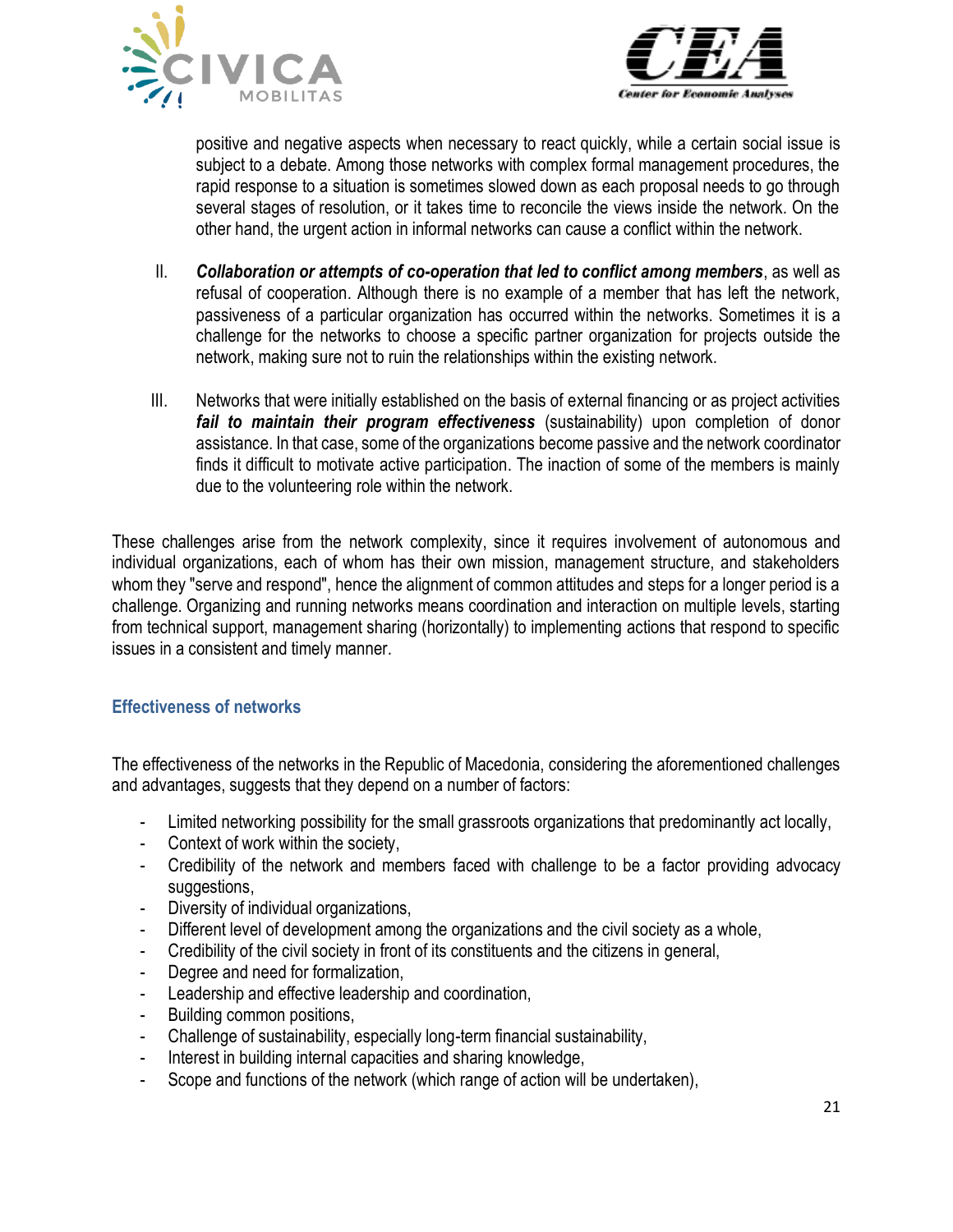positive and negative aspects when necessary to react quickly, while a certain social issue is subject to a debate. Among those networks with complex formal management procedures, the rapid response to a situation is sometimes slowed down as each proposal needs to go through several stages of resolution, or it takes time to reconcile the views inside the network. On the other hand, the urgent action in informal networks can cause a conflict within the network.

II. ***Collaboration or attempts of co-operation that led to conflict among members***, as well as refusal of cooperation. Although there is no example of a member that has left the network, passiveness of a particular organization has occurred within the networks. Sometimes it is a challenge for the networks to choose a specific partner organization for projects outside the network, making sure not to ruin the relationships within the existing network.

III. Networks that were initially established on the basis of external financing or as project activities ***fail to maintain their program effectiveness*** (sustainability) upon completion of donor assistance. In that case, some of the organizations become passive and the network coordinator finds it difficult to motivate active participation. The inaction of some of the members is mainly due to the volunteering role within the network.

These challenges arise from the network complexity, since it requires involvement of autonomous and individual organizations, each of whom has their own mission, management structure, and stakeholders whom they "serve and respond", hence the alignment of common attitudes and steps for a longer period is a challenge. Organizing and running networks means coordination and interaction on multiple levels, starting from technical support, management sharing (horizontally) to implementing actions that respond to specific issues in a consistent and timely manner.

## Effectiveness of networks

The effectiveness of the networks in the Republic of Macedonia, considering the aforementioned challenges and advantages, suggests that they depend on a number of factors:

- Limited networking possibility for the small grassroots organizations that predominantly act locally,
- Context of work within the society,
- Credibility of the network and members faced with challenge to be a factor providing advocacy suggestions,
- Diversity of individual organizations,
- Different level of development among the organizations and the civil society as a whole,
- Credibility of the civil society in front of its constituents and the citizens in general,
- Degree and need for formalization,
- Leadership and effective leadership and coordination,
- Building common positions,
- Challenge of sustainability, especially long-term financial sustainability,
- Interest in building internal capacities and sharing knowledge,
- Scope and functions of the network (which range of action will be undertaken),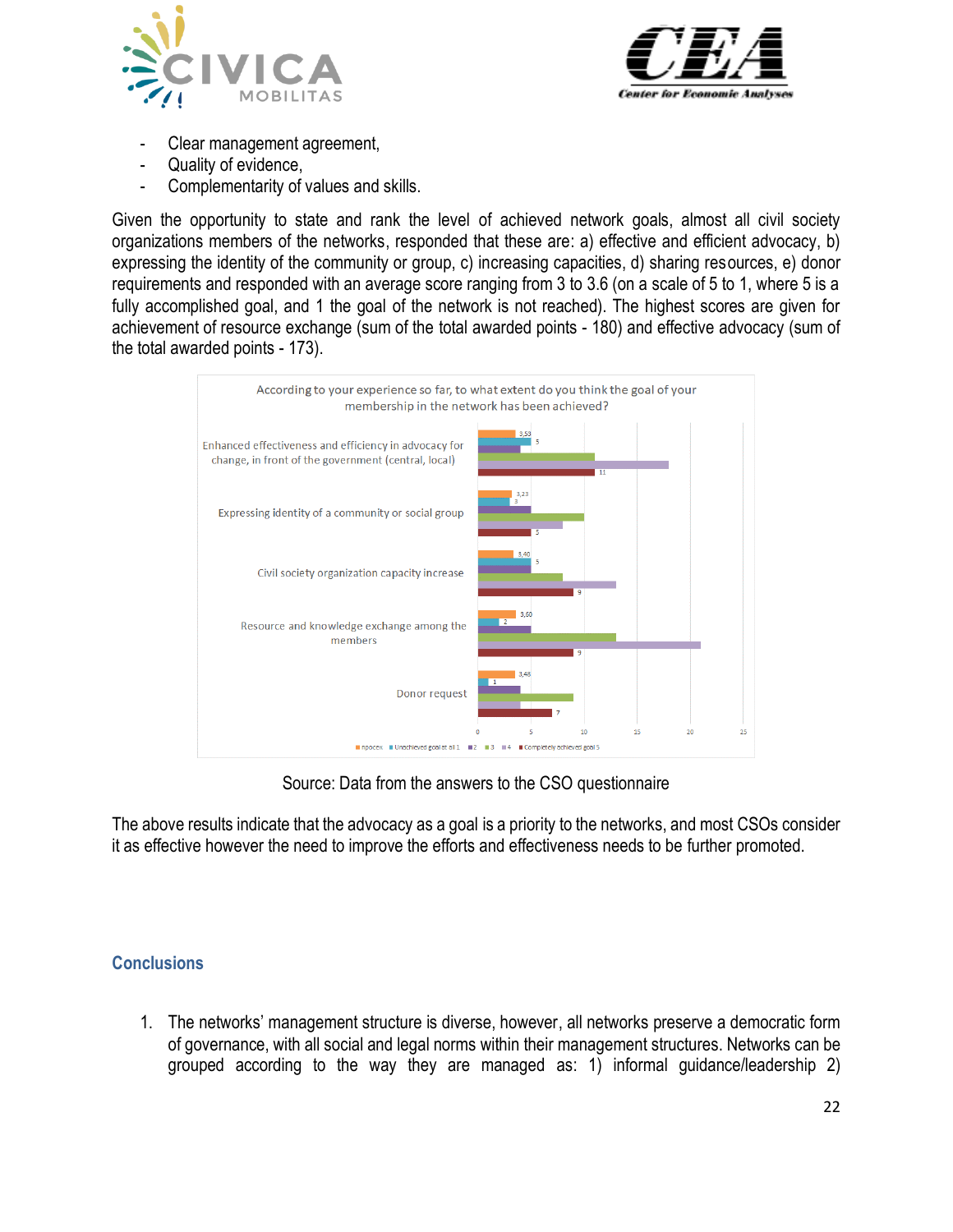- Clear management agreement,
- Quality of evidence,
- Complementarity of values and skills.

Given the opportunity to state and rank the level of achieved network goals, almost all civil society organizations members of the networks, responded that these are: a) effective and efficient advocacy, b) expressing the identity of the community or group, c) increasing capacities, d) sharing resources, e) donor requirements and responded with an average score ranging from 3 to 3.6 (on a scale of 5 to 1, where 5 is a fully accomplished goal, and 1 the goal of the network is not reached). The highest scores are given for achievement of resource exchange (sum of the total awarded points - 180) and effective advocacy (sum of the total awarded points - 173).

According to your experience so far, to what extent do you think the goal of your membership in the network has been achieved?

| | просек | Unachieved goal at all 1 | 2 | 3 | 4 | Completely achieved goal 5 |
|---|---|---|---|---|---|---|
| Enhanced effectiveness and efficiency in advocacy for change, in front of the government (central, local) | 3,53 | 5 | | | | 11 |
| Expressing identity of a community or social group | 3,23 | 3 | | | | 5 |
| Civil society organization capacity increase | 3,40 | 5 | | | | 9 |
| Resource and knowledge exchange among the members | 3,60 | 2 | | | | 9 |
| Donor request | 3,48 | 1 | | | | 7 |

Source: Data from the answers to the CSO questionnaire

The above results indicate that the advocacy as a goal is a priority to the networks, and most CSOs consider it as effective however the need to improve the efforts and effectiveness needs to be further promoted.

## Conclusions

1. The networks' management structure is diverse, however, all networks preserve a democratic form of governance, with all social and legal norms within their management structures. Networks can be grouped according to the way they are managed as: 1) informal guidance/leadership 2)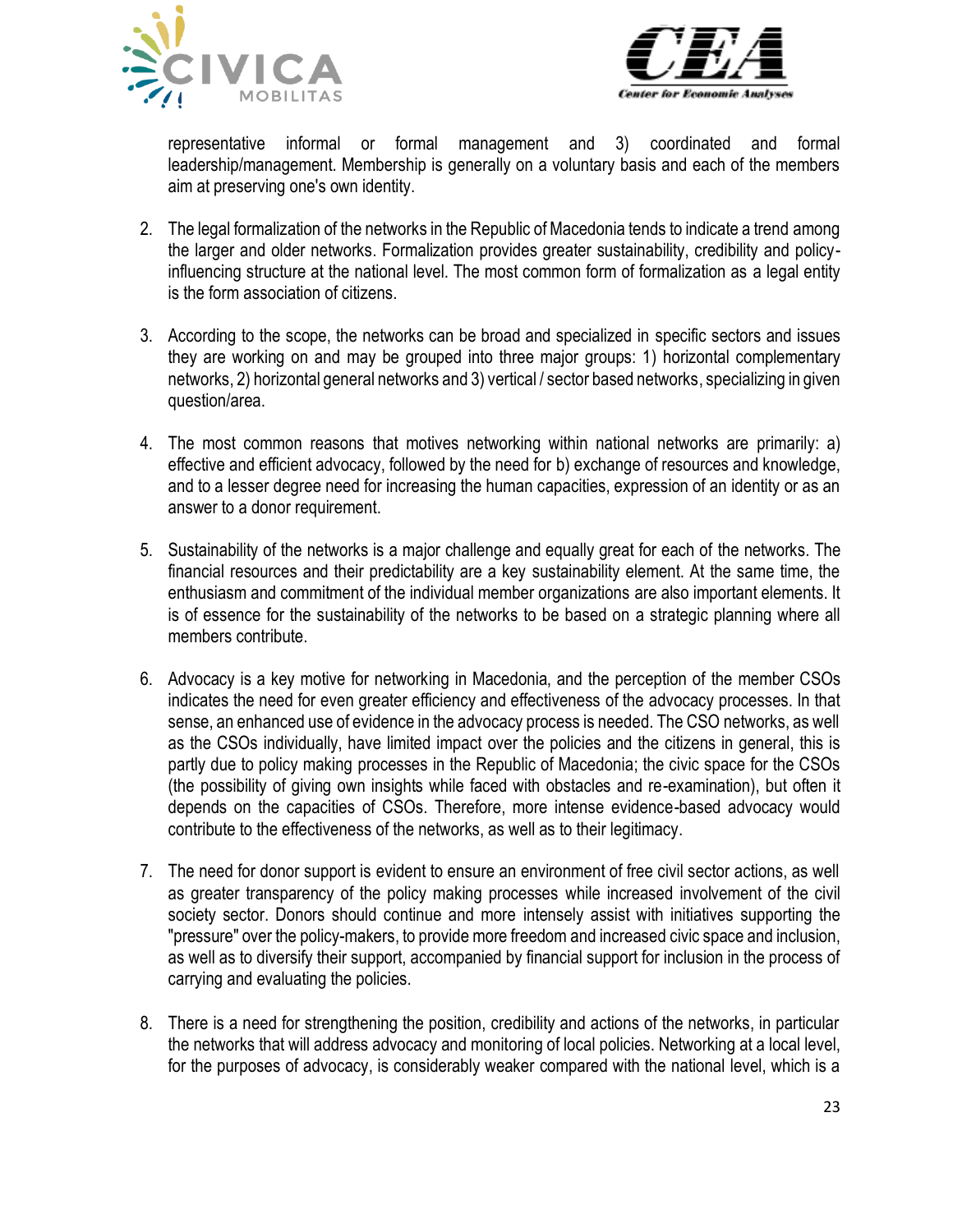representative informal or formal management and 3) coordinated and formal leadership/management. Membership is generally on a voluntary basis and each of the members aim at preserving one's own identity.

2. The legal formalization of the networks in the Republic of Macedonia tends to indicate a trend among the larger and older networks. Formalization provides greater sustainability, credibility and policy-influencing structure at the national level. The most common form of formalization as a legal entity is the form association of citizens.

3. According to the scope, the networks can be broad and specialized in specific sectors and issues they are working on and may be grouped into three major groups: 1) horizontal complementary networks, 2) horizontal general networks and 3) vertical / sector based networks, specializing in given question/area.

4. The most common reasons that motives networking within national networks are primarily: a) effective and efficient advocacy, followed by the need for b) exchange of resources and knowledge, and to a lesser degree need for increasing the human capacities, expression of an identity or as an answer to a donor requirement.

5. Sustainability of the networks is a major challenge and equally great for each of the networks. The financial resources and their predictability are a key sustainability element. At the same time, the enthusiasm and commitment of the individual member organizations are also important elements. It is of essence for the sustainability of the networks to be based on a strategic planning where all members contribute.

6. Advocacy is a key motive for networking in Macedonia, and the perception of the member CSOs indicates the need for even greater efficiency and effectiveness of the advocacy processes. In that sense, an enhanced use of evidence in the advocacy process is needed. The CSO networks, as well as the CSOs individually, have limited impact over the policies and the citizens in general, this is partly due to policy making processes in the Republic of Macedonia; the civic space for the CSOs (the possibility of giving own insights while faced with obstacles and re-examination), but often it depends on the capacities of CSOs. Therefore, more intense evidence-based advocacy would contribute to the effectiveness of the networks, as well as to their legitimacy.

7. The need for donor support is evident to ensure an environment of free civil sector actions, as well as greater transparency of the policy making processes while increased involvement of the civil society sector. Donors should continue and more intensely assist with initiatives supporting the "pressure" over the policy-makers, to provide more freedom and increased civic space and inclusion, as well as to diversify their support, accompanied by financial support for inclusion in the process of carrying and evaluating the policies.

8. There is a need for strengthening the position, credibility and actions of the networks, in particular the networks that will address advocacy and monitoring of local policies. Networking at a local level, for the purposes of advocacy, is considerably weaker compared with the national level, which is a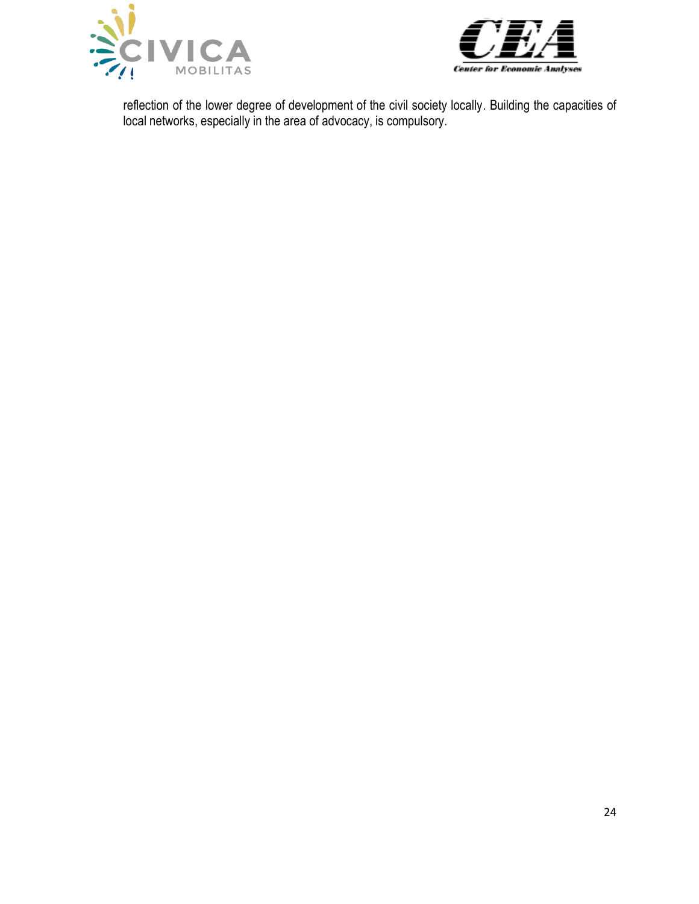reflection of the lower degree of development of the civil society locally. Building the capacities of local networks, especially in the area of advocacy, is compulsory.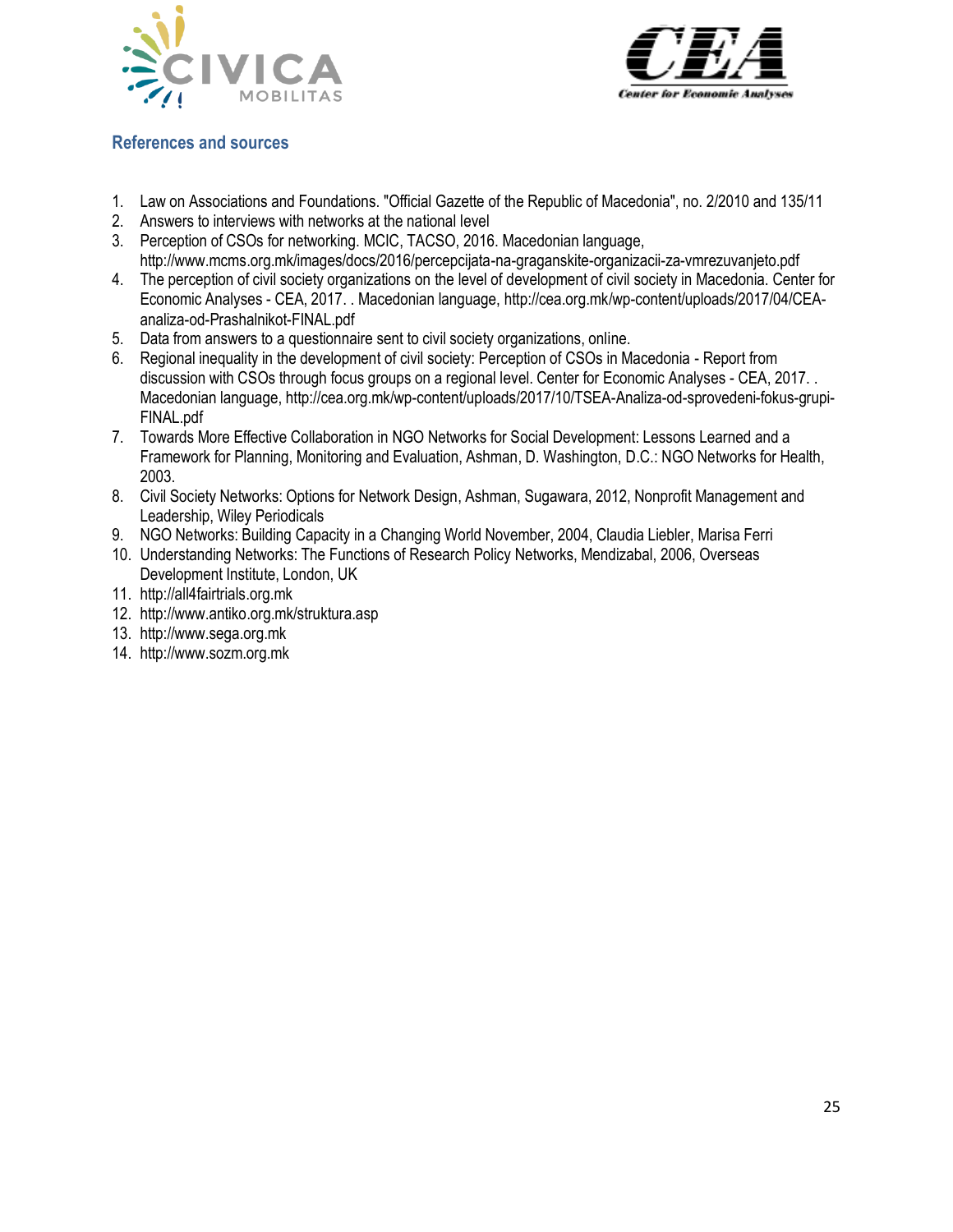## References and sources

1. Law on Associations and Foundations. "Official Gazette of the Republic of Macedonia", no. 2/2010 and 135/11
2. Answers to interviews with networks at the national level
3. Perception of CSOs for networking. MCIC, TACSO, 2016. Macedonian language, http://www.mcms.org.mk/images/docs/2016/percepcijata-na-graganskite-organizacii-za-vmrezuvanjeto.pdf
4. The perception of civil society organizations on the level of development of civil society in Macedonia. Center for Economic Analyses - CEA, 2017. . Macedonian language, http://cea.org.mk/wp-content/uploads/2017/04/CEA-analiza-od-Prashalnikot-FINAL.pdf
5. Data from answers to a questionnaire sent to civil society organizations, online.
6. Regional inequality in the development of civil society: Perception of CSOs in Macedonia - Report from discussion with CSOs through focus groups on a regional level. Center for Economic Analyses - CEA, 2017. . Macedonian language, http://cea.org.mk/wp-content/uploads/2017/10/TSEA-Analiza-od-sprovedeni-fokus-grupi-FINAL.pdf
7. Towards More Effective Collaboration in NGO Networks for Social Development: Lessons Learned and a Framework for Planning, Monitoring and Evaluation, Ashman, D. Washington, D.C.: NGO Networks for Health, 2003.
8. Civil Society Networks: Options for Network Design, Ashman, Sugawara, 2012, Nonprofit Management and Leadership, Wiley Periodicals
9. NGO Networks: Building Capacity in a Changing World November, 2004, Claudia Liebler, Marisa Ferri
10. Understanding Networks: The Functions of Research Policy Networks, Mendizabal, 2006, Overseas Development Institute, London, UK
11. http://all4fairtrials.org.mk
12. http://www.antiko.org.mk/struktura.asp
13. http://www.sega.org.mk
14. http://www.sozm.org.mk